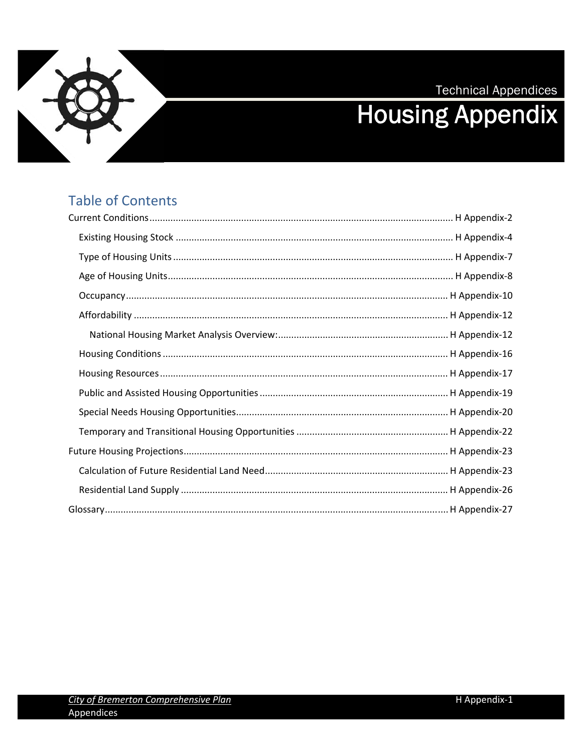Technical Appendices

# Housing Appendix

## Table of Contents

- Current Conditions ..... H Appendix-2
  - Existing Housing Stock ..... H Appendix-4
  - Type of Housing Units ..... H Appendix-7
  - Age of Housing Units ..... H Appendix-8
  - Occupancy ..... H Appendix-10
  - Affordability ..... H Appendix-12
    - National Housing Market Analysis Overview: ..... H Appendix-12
  - Housing Conditions ..... H Appendix-16
  - Housing Resources ..... H Appendix-17
  - Public and Assisted Housing Opportunities ..... H Appendix-19
  - Special Needs Housing Opportunities ..... H Appendix-20
  - Temporary and Transitional Housing Opportunities ..... H Appendix-22
- Future Housing Projections ..... H Appendix-23
  - Calculation of Future Residential Land Need ..... H Appendix-23
  - Residential Land Supply ..... H Appendix-26
- Glossary ..... H Appendix-27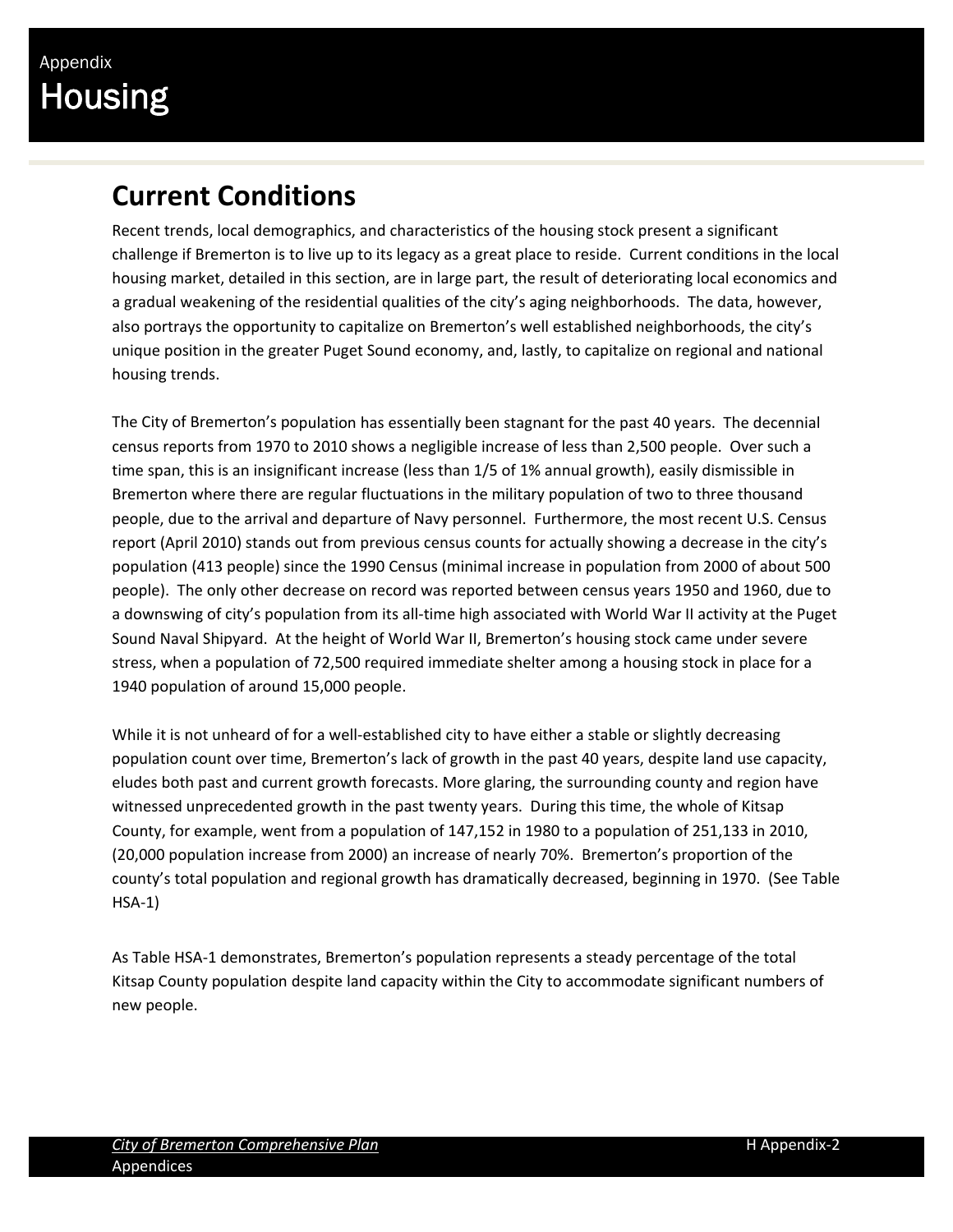Appendix

# Housing

## Current Conditions

Recent trends, local demographics, and characteristics of the housing stock present a significant challenge if Bremerton is to live up to its legacy as a great place to reside. Current conditions in the local housing market, detailed in this section, are in large part, the result of deteriorating local economics and a gradual weakening of the residential qualities of the city's aging neighborhoods. The data, however, also portrays the opportunity to capitalize on Bremerton's well established neighborhoods, the city's unique position in the greater Puget Sound economy, and, lastly, to capitalize on regional and national housing trends.

The City of Bremerton's population has essentially been stagnant for the past 40 years. The decennial census reports from 1970 to 2010 shows a negligible increase of less than 2,500 people. Over such a time span, this is an insignificant increase (less than 1/5 of 1% annual growth), easily dismissible in Bremerton where there are regular fluctuations in the military population of two to three thousand people, due to the arrival and departure of Navy personnel. Furthermore, the most recent U.S. Census report (April 2010) stands out from previous census counts for actually showing a decrease in the city's population (413 people) since the 1990 Census (minimal increase in population from 2000 of about 500 people). The only other decrease on record was reported between census years 1950 and 1960, due to a downswing of city's population from its all-time high associated with World War II activity at the Puget Sound Naval Shipyard. At the height of World War II, Bremerton's housing stock came under severe stress, when a population of 72,500 required immediate shelter among a housing stock in place for a 1940 population of around 15,000 people.

While it is not unheard of for a well-established city to have either a stable or slightly decreasing population count over time, Bremerton's lack of growth in the past 40 years, despite land use capacity, eludes both past and current growth forecasts. More glaring, the surrounding county and region have witnessed unprecedented growth in the past twenty years. During this time, the whole of Kitsap County, for example, went from a population of 147,152 in 1980 to a population of 251,133 in 2010, (20,000 population increase from 2000) an increase of nearly 70%. Bremerton's proportion of the county's total population and regional growth has dramatically decreased, beginning in 1970. (See Table HSA-1)

As Table HSA-1 demonstrates, Bremerton's population represents a steady percentage of the total Kitsap County population despite land capacity within the City to accommodate significant numbers of new people.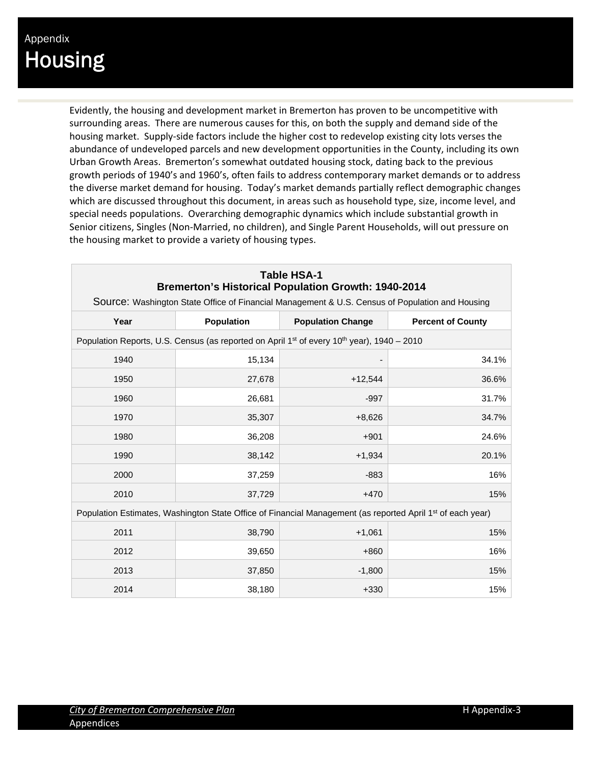Evidently, the housing and development market in Bremerton has proven to be uncompetitive with surrounding areas. There are numerous causes for this, on both the supply and demand side of the housing market. Supply-side factors include the higher cost to redevelop existing city lots verses the abundance of undeveloped parcels and new development opportunities in the County, including its own Urban Growth Areas. Bremerton's somewhat outdated housing stock, dating back to the previous growth periods of 1940's and 1960's, often fails to address contemporary market demands or to address the diverse market demand for housing. Today's market demands partially reflect demographic changes which are discussed throughout this document, in areas such as household type, size, income level, and special needs populations. Overarching demographic dynamics which include substantial growth in Senior citizens, Singles (Non-Married, no children), and Single Parent Households, will out pressure on the housing market to provide a variety of housing types.

**Table HSA-1**
**Bremerton's Historical Population Growth: 1940-2014**

Source: Washington State Office of Financial Management & U.S. Census of Population and Housing

| Year | Population | Population Change | Percent of County |
|---|---|---|---|
| Population Reports, U.S. Census (as reported on April 1st of every 10th year), 1940 – 2010 | | | |
| 1940 | 15,134 | - | 34.1% |
| 1950 | 27,678 | +12,544 | 36.6% |
| 1960 | 26,681 | -997 | 31.7% |
| 1970 | 35,307 | +8,626 | 34.7% |
| 1980 | 36,208 | +901 | 24.6% |
| 1990 | 38,142 | +1,934 | 20.1% |
| 2000 | 37,259 | -883 | 16% |
| 2010 | 37,729 | +470 | 15% |
| Population Estimates, Washington State Office of Financial Management (as reported April 1st of each year) | | | |
| 2011 | 38,790 | +1,061 | 15% |
| 2012 | 39,650 | +860 | 16% |
| 2013 | 37,850 | -1,800 | 15% |
| 2014 | 38,180 | +330 | 15% |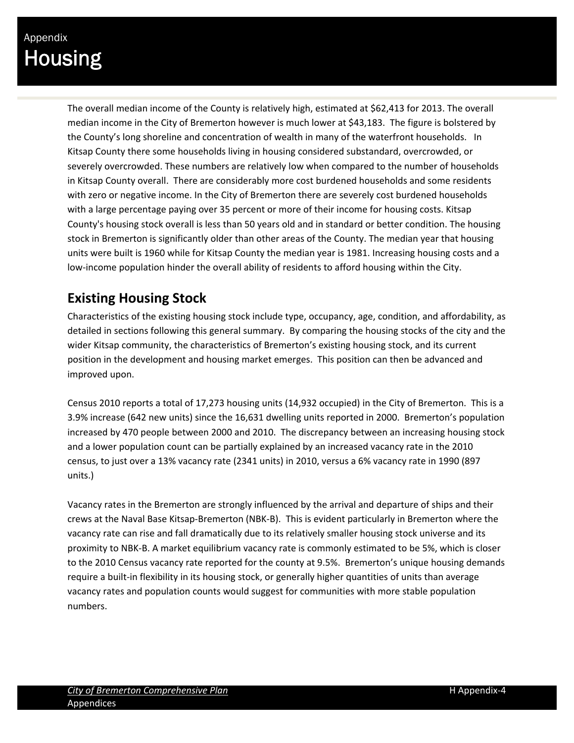# Appendix Housing

The overall median income of the County is relatively high, estimated at $62,413 for 2013. The overall median income in the City of Bremerton however is much lower at $43,183. The figure is bolstered by the County's long shoreline and concentration of wealth in many of the waterfront households. In Kitsap County there some households living in housing considered substandard, overcrowded, or severely overcrowded. These numbers are relatively low when compared to the number of households in Kitsap County overall. There are considerably more cost burdened households and some residents with zero or negative income. In the City of Bremerton there are severely cost burdened households with a large percentage paying over 35 percent or more of their income for housing costs. Kitsap County's housing stock overall is less than 50 years old and in standard or better condition. The housing stock in Bremerton is significantly older than other areas of the County. The median year that housing units were built is 1960 while for Kitsap County the median year is 1981. Increasing housing costs and a low-income population hinder the overall ability of residents to afford housing within the City.

## Existing Housing Stock

Characteristics of the existing housing stock include type, occupancy, age, condition, and affordability, as detailed in sections following this general summary. By comparing the housing stocks of the city and the wider Kitsap community, the characteristics of Bremerton's existing housing stock, and its current position in the development and housing market emerges. This position can then be advanced and improved upon.

Census 2010 reports a total of 17,273 housing units (14,932 occupied) in the City of Bremerton. This is a 3.9% increase (642 new units) since the 16,631 dwelling units reported in 2000. Bremerton's population increased by 470 people between 2000 and 2010. The discrepancy between an increasing housing stock and a lower population count can be partially explained by an increased vacancy rate in the 2010 census, to just over a 13% vacancy rate (2341 units) in 2010, versus a 6% vacancy rate in 1990 (897 units.)

Vacancy rates in the Bremerton are strongly influenced by the arrival and departure of ships and their crews at the Naval Base Kitsap-Bremerton (NBK-B). This is evident particularly in Bremerton where the vacancy rate can rise and fall dramatically due to its relatively smaller housing stock universe and its proximity to NBK-B. A market equilibrium vacancy rate is commonly estimated to be 5%, which is closer to the 2010 Census vacancy rate reported for the county at 9.5%. Bremerton's unique housing demands require a built-in flexibility in its housing stock, or generally higher quantities of units than average vacancy rates and population counts would suggest for communities with more stable population numbers.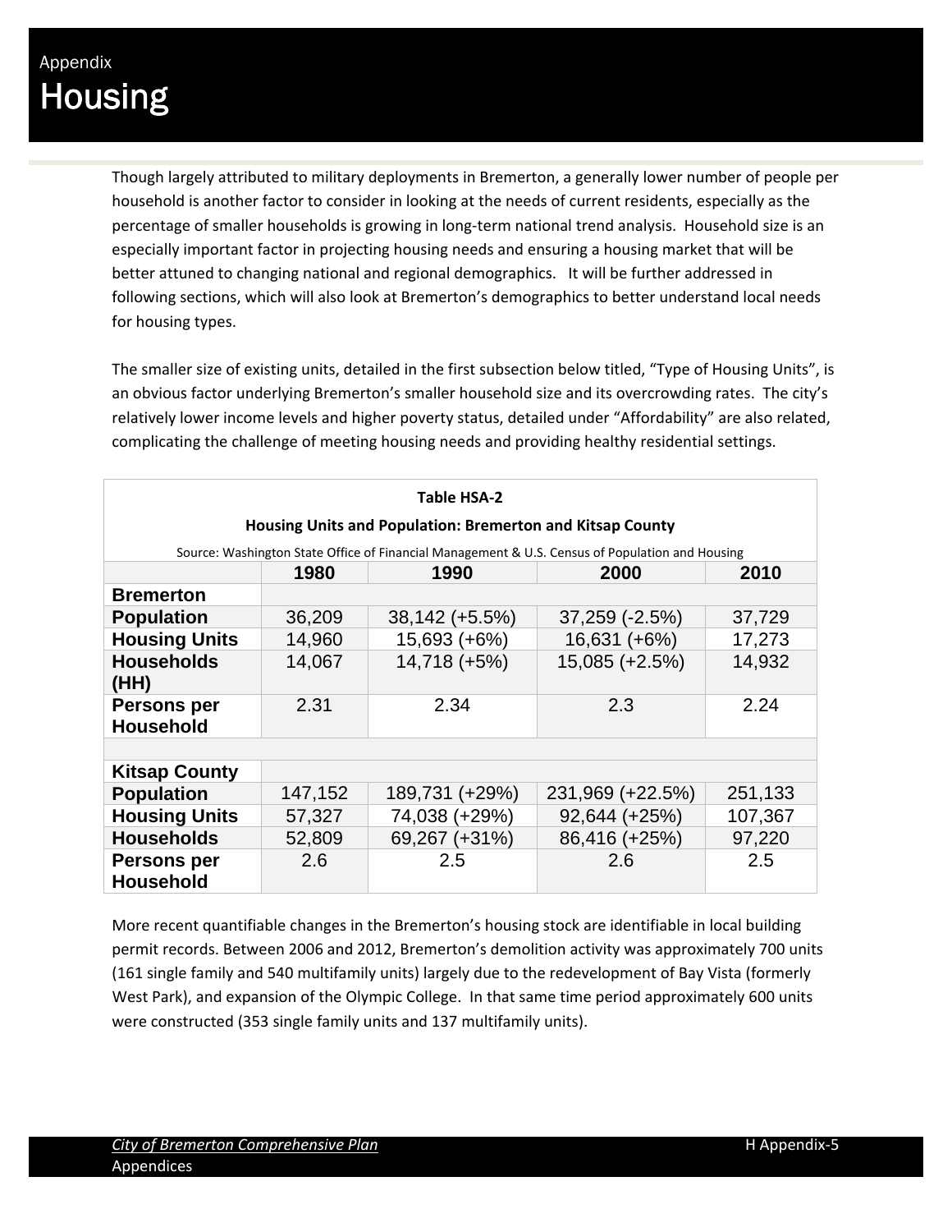# Appendix
# Housing

Though largely attributed to military deployments in Bremerton, a generally lower number of people per household is another factor to consider in looking at the needs of current residents, especially as the percentage of smaller households is growing in long-term national trend analysis. Household size is an especially important factor in projecting housing needs and ensuring a housing market that will be better attuned to changing national and regional demographics. It will be further addressed in following sections, which will also look at Bremerton's demographics to better understand local needs for housing types.

The smaller size of existing units, detailed in the first subsection below titled, "Type of Housing Units", is an obvious factor underlying Bremerton's smaller household size and its overcrowding rates. The city's relatively lower income levels and higher poverty status, detailed under "Affordability" are also related, complicating the challenge of meeting housing needs and providing healthy residential settings.

**Table HSA-2**

**Housing Units and Population: Bremerton and Kitsap County**

Source: Washington State Office of Financial Management & U.S. Census of Population and Housing

| | 1980 | 1990 | 2000 | 2010 |
|---|---|---|---|---|
| **Bremerton** | | | | |
| **Population** | 36,209 | 38,142 (+5.5%) | 37,259 (-2.5%) | 37,729 |
| **Housing Units** | 14,960 | 15,693 (+6%) | 16,631 (+6%) | 17,273 |
| **Households (HH)** | 14,067 | 14,718 (+5%) | 15,085 (+2.5%) | 14,932 |
| **Persons per Household** | 2.31 | 2.34 | 2.3 | 2.24 |
| | | | | |
| **Kitsap County** | | | | |
| **Population** | 147,152 | 189,731 (+29%) | 231,969 (+22.5%) | 251,133 |
| **Housing Units** | 57,327 | 74,038 (+29%) | 92,644 (+25%) | 107,367 |
| **Households** | 52,809 | 69,267 (+31%) | 86,416 (+25%) | 97,220 |
| **Persons per Household** | 2.6 | 2.5 | 2.6 | 2.5 |

More recent quantifiable changes in the Bremerton's housing stock are identifiable in local building permit records. Between 2006 and 2012, Bremerton's demolition activity was approximately 700 units (161 single family and 540 multifamily units) largely due to the redevelopment of Bay Vista (formerly West Park), and expansion of the Olympic College. In that same time period approximately 600 units were constructed (353 single family units and 137 multifamily units).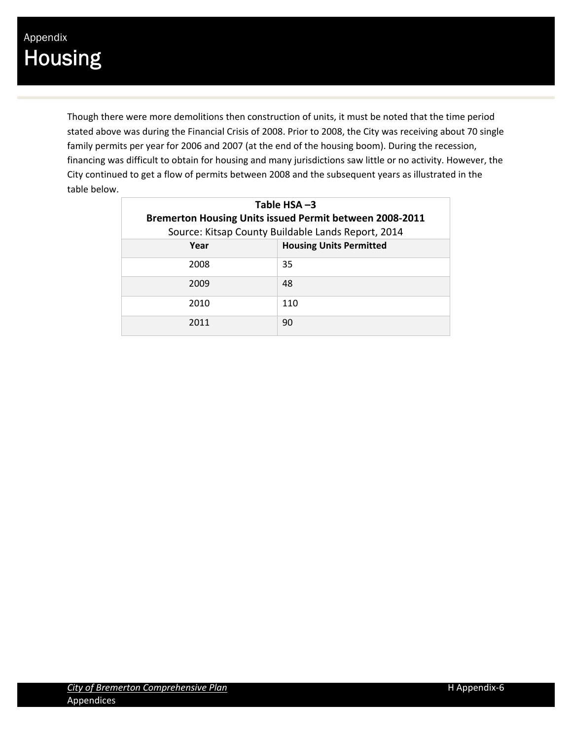Though there were more demolitions then construction of units, it must be noted that the time period stated above was during the Financial Crisis of 2008. Prior to 2008, the City was receiving about 70 single family permits per year for 2006 and 2007 (at the end of the housing boom). During the recession, financing was difficult to obtain for housing and many jurisdictions saw little or no activity. However, the City continued to get a flow of permits between 2008 and the subsequent years as illustrated in the table below.

**Table HSA –3**
**Bremerton Housing Units issued Permit between 2008-2011**
Source: Kitsap County Buildable Lands Report, 2014

| Year | Housing Units Permitted |
|---|---|
| 2008 | 35 |
| 2009 | 48 |
| 2010 | 110 |
| 2011 | 90 |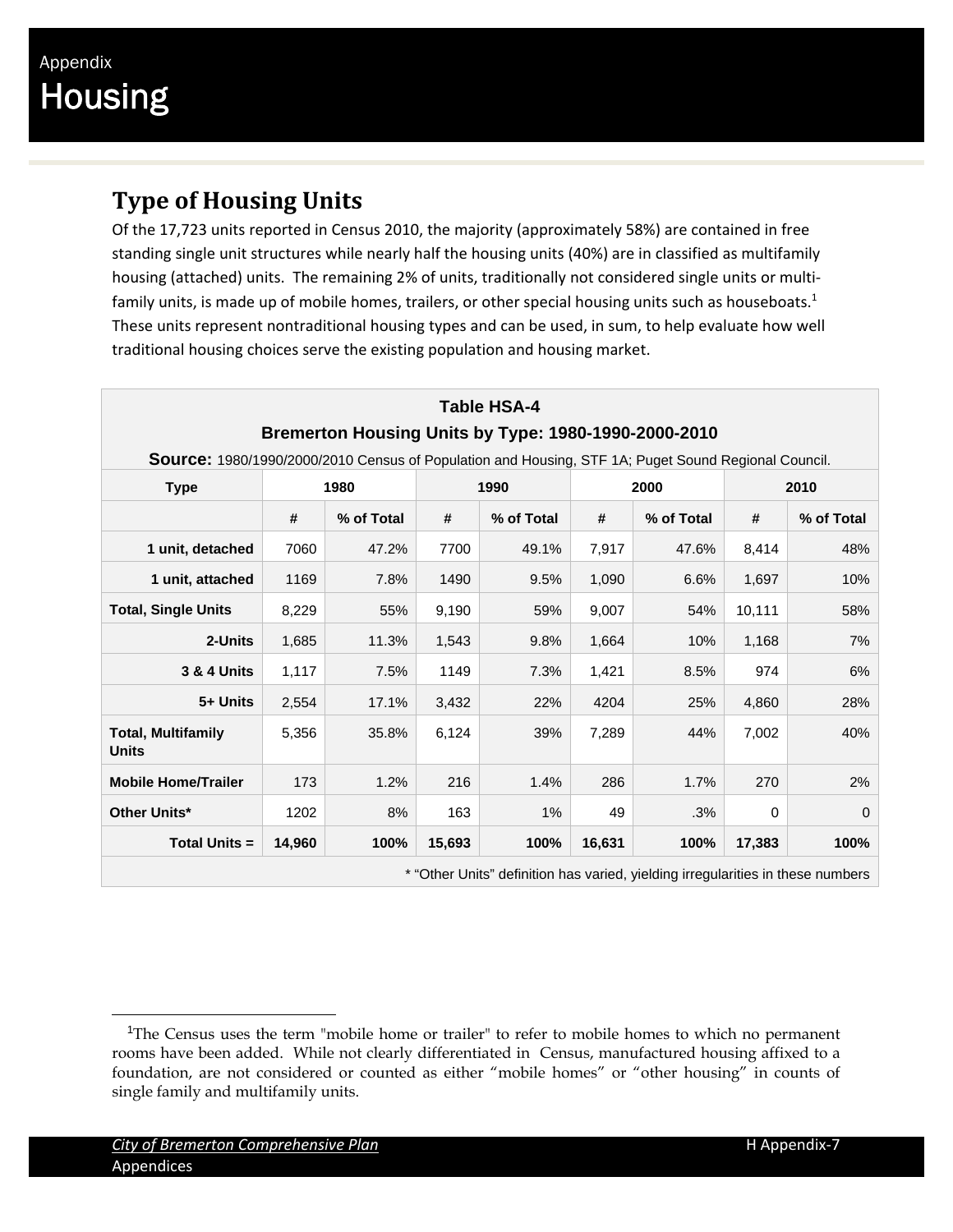## Type of Housing Units

Of the 17,723 units reported in Census 2010, the majority (approximately 58%) are contained in free standing single unit structures while nearly half the housing units (40%) are in classified as multifamily housing (attached) units. The remaining 2% of units, traditionally not considered single units or multi-family units, is made up of mobile homes, trailers, or other special housing units such as houseboats.[1] These units represent nontraditional housing types and can be used, in sum, to help evaluate how well traditional housing choices serve the existing population and housing market.

**Table HSA-4**
**Bremerton Housing Units by Type: 1980-1990-2000-2010**
**Source:** 1980/1990/2000/2010 Census of Population and Housing, STF 1A; Puget Sound Regional Council.

| Type | 1980 | | 1990 | | 2000 | | 2010 | |
|---|---|---|---|---|---|---|---|---|
| | # | % of Total | # | % of Total | # | % of Total | # | % of Total |
| 1 unit, detached | 7060 | 47.2% | 7700 | 49.1% | 7,917 | 47.6% | 8,414 | 48% |
| 1 unit, attached | 1169 | 7.8% | 1490 | 9.5% | 1,090 | 6.6% | 1,697 | 10% |
| Total, Single Units | 8,229 | 55% | 9,190 | 59% | 9,007 | 54% | 10,111 | 58% |
| 2-Units | 1,685 | 11.3% | 1,543 | 9.8% | 1,664 | 10% | 1,168 | 7% |
| 3 & 4 Units | 1,117 | 7.5% | 1149 | 7.3% | 1,421 | 8.5% | 974 | 6% |
| 5+ Units | 2,554 | 17.1% | 3,432 | 22% | 4204 | 25% | 4,860 | 28% |
| Total, Multifamily Units | 5,356 | 35.8% | 6,124 | 39% | 7,289 | 44% | 7,002 | 40% |
| Mobile Home/Trailer | 173 | 1.2% | 216 | 1.4% | 286 | 1.7% | 270 | 2% |
| Other Units* | 1202 | 8% | 163 | 1% | 49 | .3% | 0 | 0 |
| **Total Units =** | **14,960** | **100%** | **15,693** | **100%** | **16,631** | **100%** | **17,383** | **100%** |

* "Other Units" definition has varied, yielding irregularities in these numbers

[1] The Census uses the term "mobile home or trailer" to refer to mobile homes to which no permanent rooms have been added. While not clearly differentiated in Census, manufactured housing affixed to a foundation, are not considered or counted as either "mobile homes" or "other housing" in counts of single family and multifamily units.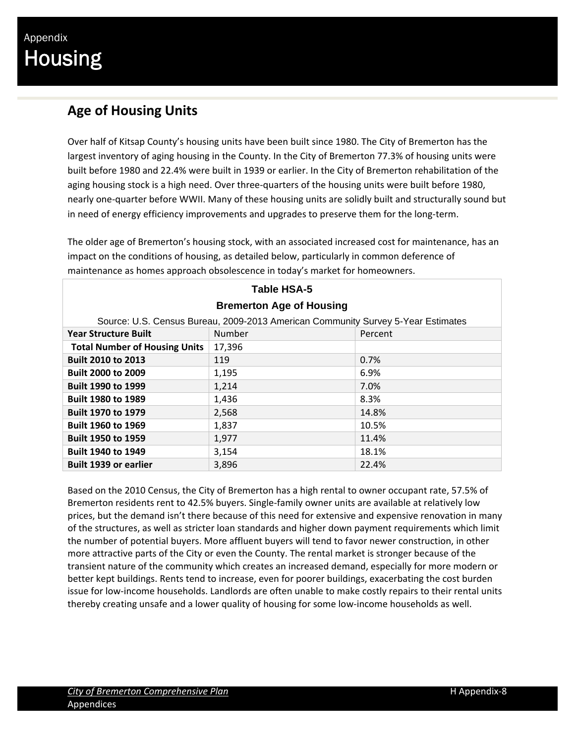# Appendix
# Housing

## Age of Housing Units

Over half of Kitsap County's housing units have been built since 1980. The City of Bremerton has the largest inventory of aging housing in the County. In the City of Bremerton 77.3% of housing units were built before 1980 and 22.4% were built in 1939 or earlier. In the City of Bremerton rehabilitation of the aging housing stock is a high need. Over three-quarters of the housing units were built before 1980, nearly one-quarter before WWII. Many of these housing units are solidly built and structurally sound but in need of energy efficiency improvements and upgrades to preserve them for the long-term.

The older age of Bremerton's housing stock, with an associated increased cost for maintenance, has an impact on the conditions of housing, as detailed below, particularly in common deference of maintenance as homes approach obsolescence in today's market for homeowners.

**Table HSA-5**

**Bremerton Age of Housing**

Source: U.S. Census Bureau, 2009-2013 American Community Survey 5-Year Estimates

| Year Structure Built | Number | Percent |
|---|---|---|
| **Total Number of Housing Units** | 17,396 | |
| **Built 2010 to 2013** | 119 | 0.7% |
| **Built 2000 to 2009** | 1,195 | 6.9% |
| **Built 1990 to 1999** | 1,214 | 7.0% |
| **Built 1980 to 1989** | 1,436 | 8.3% |
| **Built 1970 to 1979** | 2,568 | 14.8% |
| **Built 1960 to 1969** | 1,837 | 10.5% |
| **Built 1950 to 1959** | 1,977 | 11.4% |
| **Built 1940 to 1949** | 3,154 | 18.1% |
| **Built 1939 or earlier** | 3,896 | 22.4% |

Based on the 2010 Census, the City of Bremerton has a high rental to owner occupant rate, 57.5% of Bremerton residents rent to 42.5% buyers. Single-family owner units are available at relatively low prices, but the demand isn't there because of this need for extensive and expensive renovation in many of the structures, as well as stricter loan standards and higher down payment requirements which limit the number of potential buyers. More affluent buyers will tend to favor newer construction, in other more attractive parts of the City or even the County. The rental market is stronger because of the transient nature of the community which creates an increased demand, especially for more modern or better kept buildings. Rents tend to increase, even for poorer buildings, exacerbating the cost burden issue for low-income households. Landlords are often unable to make costly repairs to their rental units thereby creating unsafe and a lower quality of housing for some low-income households as well.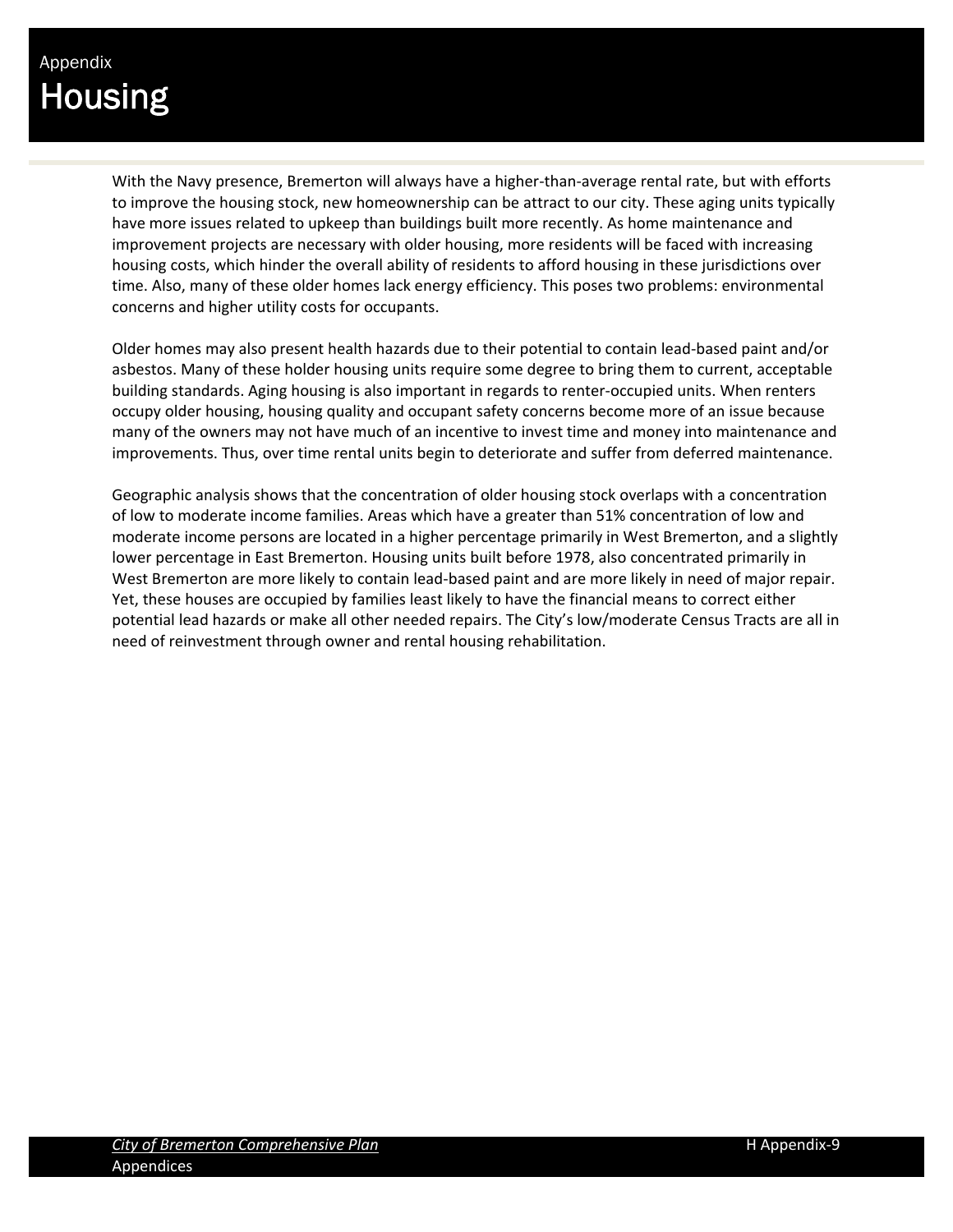Appendix

# Housing

With the Navy presence, Bremerton will always have a higher-than-average rental rate, but with efforts to improve the housing stock, new homeownership can be attract to our city. These aging units typically have more issues related to upkeep than buildings built more recently. As home maintenance and improvement projects are necessary with older housing, more residents will be faced with increasing housing costs, which hinder the overall ability of residents to afford housing in these jurisdictions over time. Also, many of these older homes lack energy efficiency. This poses two problems: environmental concerns and higher utility costs for occupants.

Older homes may also present health hazards due to their potential to contain lead-based paint and/or asbestos. Many of these holder housing units require some degree to bring them to current, acceptable building standards. Aging housing is also important in regards to renter-occupied units. When renters occupy older housing, housing quality and occupant safety concerns become more of an issue because many of the owners may not have much of an incentive to invest time and money into maintenance and improvements. Thus, over time rental units begin to deteriorate and suffer from deferred maintenance.

Geographic analysis shows that the concentration of older housing stock overlaps with a concentration of low to moderate income families. Areas which have a greater than 51% concentration of low and moderate income persons are located in a higher percentage primarily in West Bremerton, and a slightly lower percentage in East Bremerton. Housing units built before 1978, also concentrated primarily in West Bremerton are more likely to contain lead-based paint and are more likely in need of major repair. Yet, these houses are occupied by families least likely to have the financial means to correct either potential lead hazards or make all other needed repairs. The City's low/moderate Census Tracts are all in need of reinvestment through owner and rental housing rehabilitation.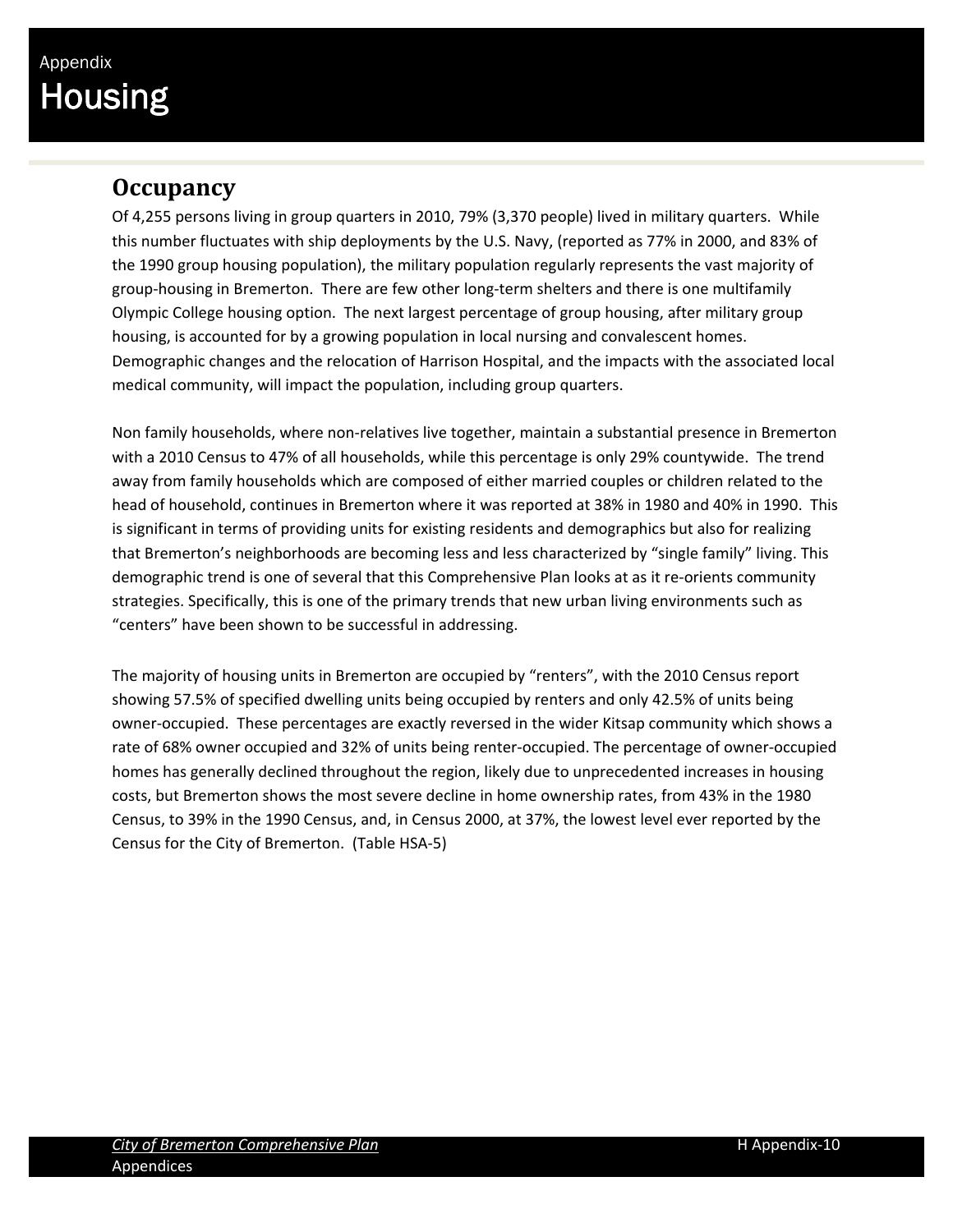Appendix

# Housing

## Occupancy

Of 4,255 persons living in group quarters in 2010, 79% (3,370 people) lived in military quarters. While this number fluctuates with ship deployments by the U.S. Navy, (reported as 77% in 2000, and 83% of the 1990 group housing population), the military population regularly represents the vast majority of group-housing in Bremerton. There are few other long-term shelters and there is one multifamily Olympic College housing option. The next largest percentage of group housing, after military group housing, is accounted for by a growing population in local nursing and convalescent homes. Demographic changes and the relocation of Harrison Hospital, and the impacts with the associated local medical community, will impact the population, including group quarters.

Non family households, where non-relatives live together, maintain a substantial presence in Bremerton with a 2010 Census to 47% of all households, while this percentage is only 29% countywide. The trend away from family households which are composed of either married couples or children related to the head of household, continues in Bremerton where it was reported at 38% in 1980 and 40% in 1990. This is significant in terms of providing units for existing residents and demographics but also for realizing that Bremerton's neighborhoods are becoming less and less characterized by "single family" living. This demographic trend is one of several that this Comprehensive Plan looks at as it re-orients community strategies. Specifically, this is one of the primary trends that new urban living environments such as "centers" have been shown to be successful in addressing.

The majority of housing units in Bremerton are occupied by "renters", with the 2010 Census report showing 57.5% of specified dwelling units being occupied by renters and only 42.5% of units being owner-occupied. These percentages are exactly reversed in the wider Kitsap community which shows a rate of 68% owner occupied and 32% of units being renter-occupied. The percentage of owner-occupied homes has generally declined throughout the region, likely due to unprecedented increases in housing costs, but Bremerton shows the most severe decline in home ownership rates, from 43% in the 1980 Census, to 39% in the 1990 Census, and, in Census 2000, at 37%, the lowest level ever reported by the Census for the City of Bremerton. (Table HSA-5)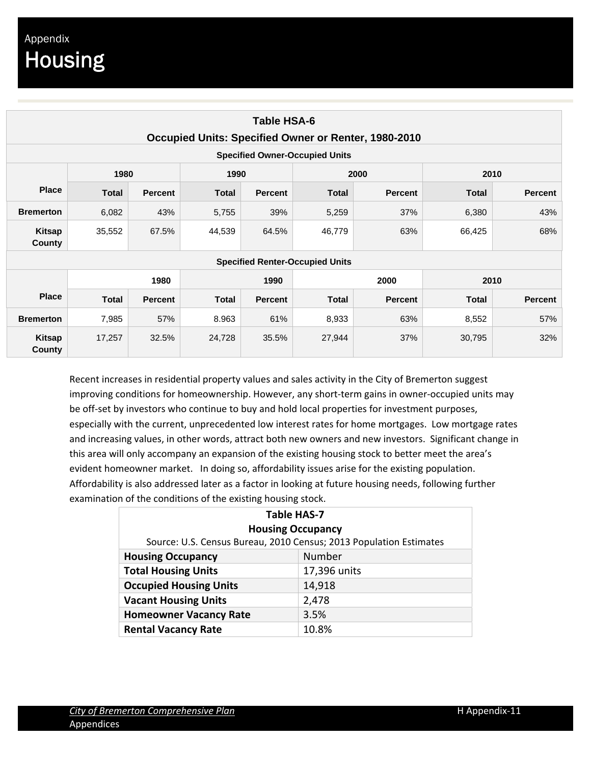# Appendix
# Housing

| Table HSA-6<br>Occupied Units: Specified Owner or Renter, 1980-2010 | | | | | | | | |
|---|---|---|---|---|---|---|---|---|
| **Specified Owner-Occupied Units** | | | | | | | | |
| | **1980** | | **1990** | | **2000** | | **2010** | |
| **Place** | **Total** | **Percent** | **Total** | **Percent** | **Total** | **Percent** | **Total** | **Percent** |
| **Bremerton** | 6,082 | 43% | 5,755 | 39% | 5,259 | 37% | 6,380 | 43% |
| **Kitsap County** | 35,552 | 67.5% | 44,539 | 64.5% | 46,779 | 63% | 66,425 | 68% |
| **Specified Renter-Occupied Units** | | | | | | | | |
| | **1980** | | **1990** | | **2000** | | **2010** | |
| **Place** | **Total** | **Percent** | **Total** | **Percent** | **Total** | **Percent** | **Total** | **Percent** |
| **Bremerton** | 7,985 | 57% | 8.963 | 61% | 8,933 | 63% | 8,552 | 57% |
| **Kitsap County** | 17,257 | 32.5% | 24,728 | 35.5% | 27,944 | 37% | 30,795 | 32% |

Recent increases in residential property values and sales activity in the City of Bremerton suggest improving conditions for homeownership. However, any short-term gains in owner-occupied units may be off-set by investors who continue to buy and hold local properties for investment purposes, especially with the current, unprecedented low interest rates for home mortgages. Low mortgage rates and increasing values, in other words, attract both new owners and new investors. Significant change in this area will only accompany an expansion of the existing housing stock to better meet the area's evident homeowner market. In doing so, affordability issues arise for the existing population. Affordability is also addressed later as a factor in looking at future housing needs, following further examination of the conditions of the existing housing stock.

**Table HAS-7**
**Housing Occupancy**
Source: U.S. Census Bureau, 2010 Census; 2013 Population Estimates

| Housing Occupancy | Number |
|---|---|
| **Total Housing Units** | 17,396 units |
| **Occupied Housing Units** | 14,918 |
| **Vacant Housing Units** | 2,478 |
| **Homeowner Vacancy Rate** | 3.5% |
| **Rental Vacancy Rate** | 10.8% |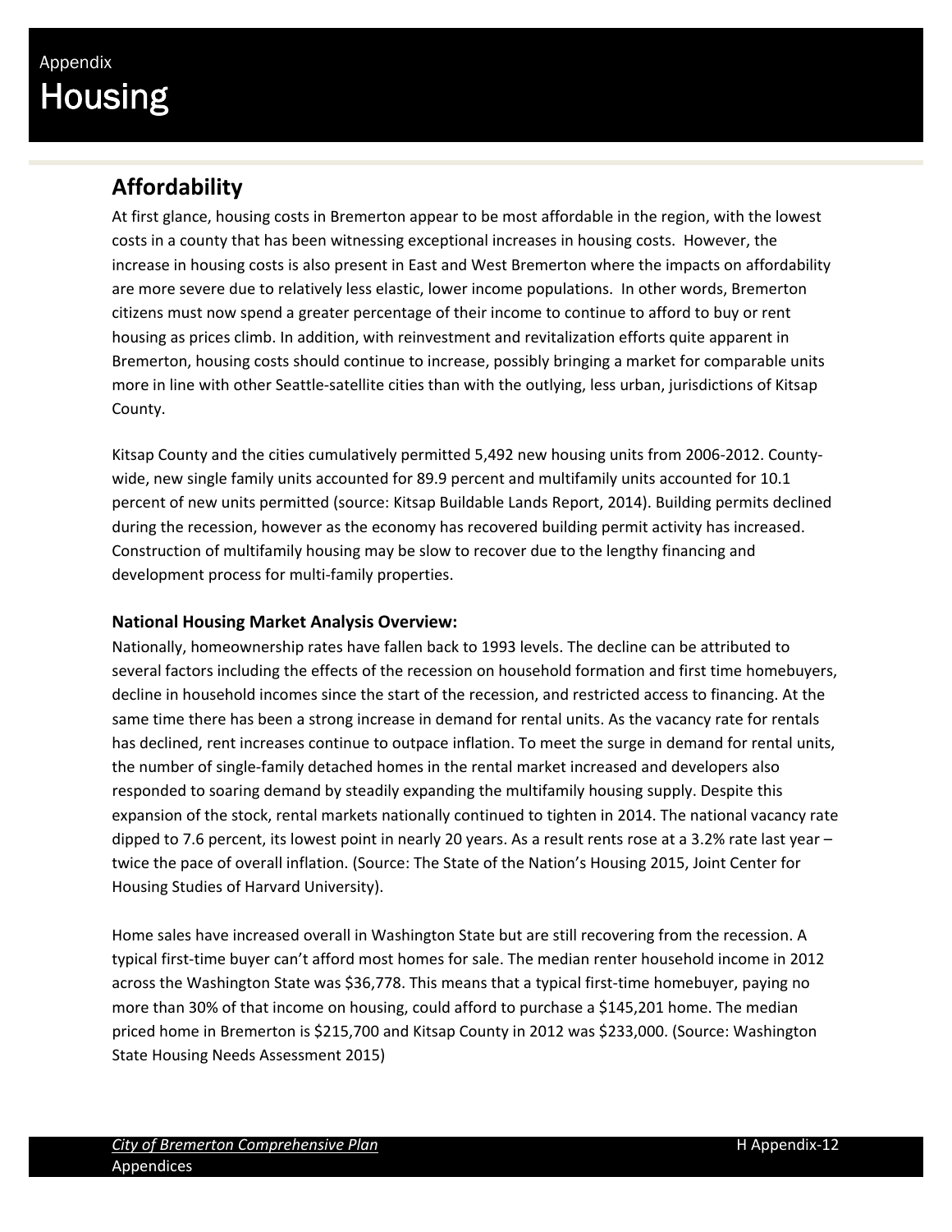Appendix

# Housing

## Affordability

At first glance, housing costs in Bremerton appear to be most affordable in the region, with the lowest costs in a county that has been witnessing exceptional increases in housing costs. However, the increase in housing costs is also present in East and West Bremerton where the impacts on affordability are more severe due to relatively less elastic, lower income populations. In other words, Bremerton citizens must now spend a greater percentage of their income to continue to afford to buy or rent housing as prices climb. In addition, with reinvestment and revitalization efforts quite apparent in Bremerton, housing costs should continue to increase, possibly bringing a market for comparable units more in line with other Seattle-satellite cities than with the outlying, less urban, jurisdictions of Kitsap County.

Kitsap County and the cities cumulatively permitted 5,492 new housing units from 2006-2012. County-wide, new single family units accounted for 89.9 percent and multifamily units accounted for 10.1 percent of new units permitted (source: Kitsap Buildable Lands Report, 2014). Building permits declined during the recession, however as the economy has recovered building permit activity has increased. Construction of multifamily housing may be slow to recover due to the lengthy financing and development process for multi-family properties.

**National Housing Market Analysis Overview:**

Nationally, homeownership rates have fallen back to 1993 levels. The decline can be attributed to several factors including the effects of the recession on household formation and first time homebuyers, decline in household incomes since the start of the recession, and restricted access to financing. At the same time there has been a strong increase in demand for rental units. As the vacancy rate for rentals has declined, rent increases continue to outpace inflation. To meet the surge in demand for rental units, the number of single-family detached homes in the rental market increased and developers also responded to soaring demand by steadily expanding the multifamily housing supply. Despite this expansion of the stock, rental markets nationally continued to tighten in 2014. The national vacancy rate dipped to 7.6 percent, its lowest point in nearly 20 years. As a result rents rose at a 3.2% rate last year – twice the pace of overall inflation. (Source: The State of the Nation's Housing 2015, Joint Center for Housing Studies of Harvard University).

Home sales have increased overall in Washington State but are still recovering from the recession. A typical first-time buyer can't afford most homes for sale. The median renter household income in 2012 across the Washington State was $36,778. This means that a typical first-time homebuyer, paying no more than 30% of that income on housing, could afford to purchase a $145,201 home. The median priced home in Bremerton is $215,700 and Kitsap County in 2012 was $233,000. (Source: Washington State Housing Needs Assessment 2015)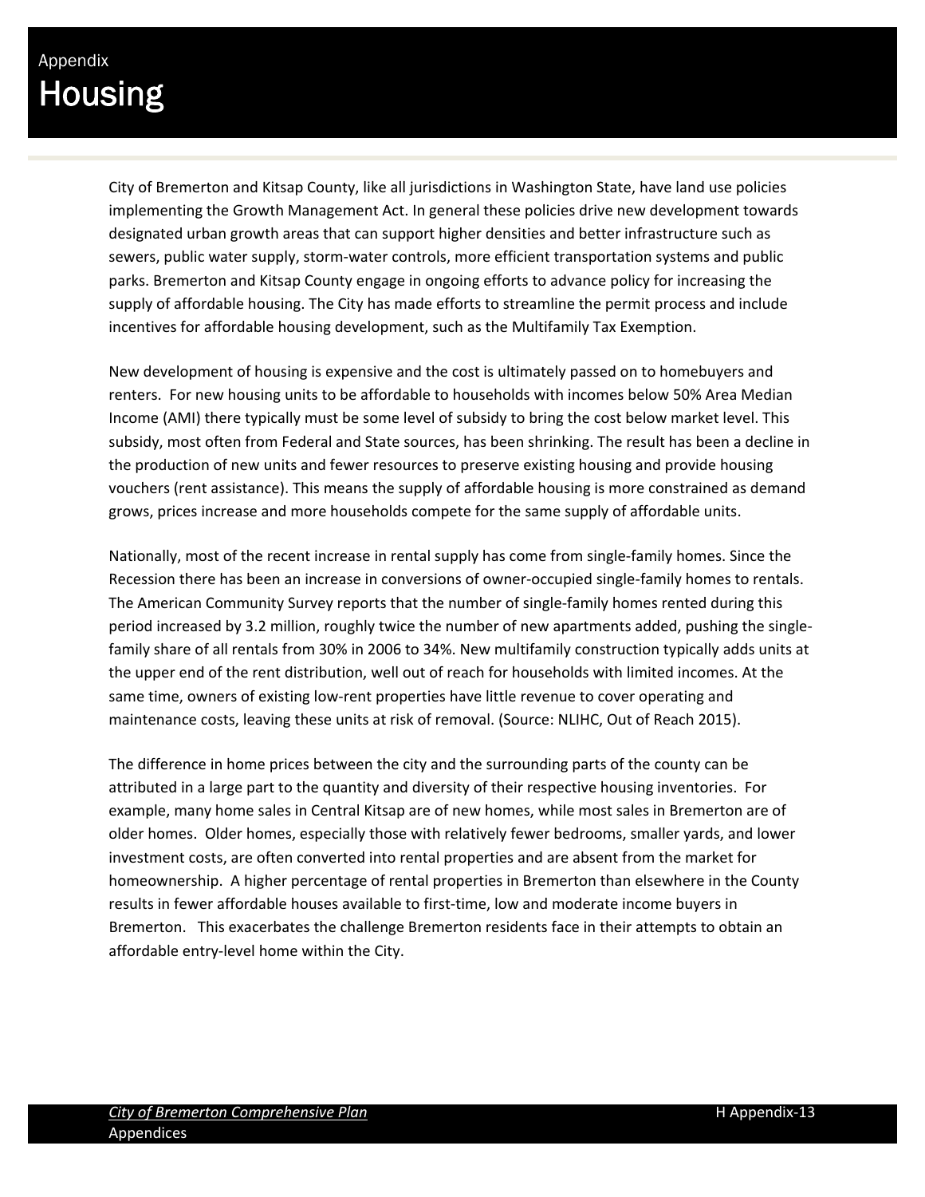Appendix

# Housing

City of Bremerton and Kitsap County, like all jurisdictions in Washington State, have land use policies implementing the Growth Management Act. In general these policies drive new development towards designated urban growth areas that can support higher densities and better infrastructure such as sewers, public water supply, storm-water controls, more efficient transportation systems and public parks. Bremerton and Kitsap County engage in ongoing efforts to advance policy for increasing the supply of affordable housing. The City has made efforts to streamline the permit process and include incentives for affordable housing development, such as the Multifamily Tax Exemption.

New development of housing is expensive and the cost is ultimately passed on to homebuyers and renters. For new housing units to be affordable to households with incomes below 50% Area Median Income (AMI) there typically must be some level of subsidy to bring the cost below market level. This subsidy, most often from Federal and State sources, has been shrinking. The result has been a decline in the production of new units and fewer resources to preserve existing housing and provide housing vouchers (rent assistance). This means the supply of affordable housing is more constrained as demand grows, prices increase and more households compete for the same supply of affordable units.

Nationally, most of the recent increase in rental supply has come from single-family homes. Since the Recession there has been an increase in conversions of owner-occupied single-family homes to rentals. The American Community Survey reports that the number of single-family homes rented during this period increased by 3.2 million, roughly twice the number of new apartments added, pushing the single-family share of all rentals from 30% in 2006 to 34%. New multifamily construction typically adds units at the upper end of the rent distribution, well out of reach for households with limited incomes. At the same time, owners of existing low-rent properties have little revenue to cover operating and maintenance costs, leaving these units at risk of removal. (Source: NLIHC, Out of Reach 2015).

The difference in home prices between the city and the surrounding parts of the county can be attributed in a large part to the quantity and diversity of their respective housing inventories. For example, many home sales in Central Kitsap are of new homes, while most sales in Bremerton are of older homes. Older homes, especially those with relatively fewer bedrooms, smaller yards, and lower investment costs, are often converted into rental properties and are absent from the market for homeownership. A higher percentage of rental properties in Bremerton than elsewhere in the County results in fewer affordable houses available to first-time, low and moderate income buyers in Bremerton. This exacerbates the challenge Bremerton residents face in their attempts to obtain an affordable entry-level home within the City.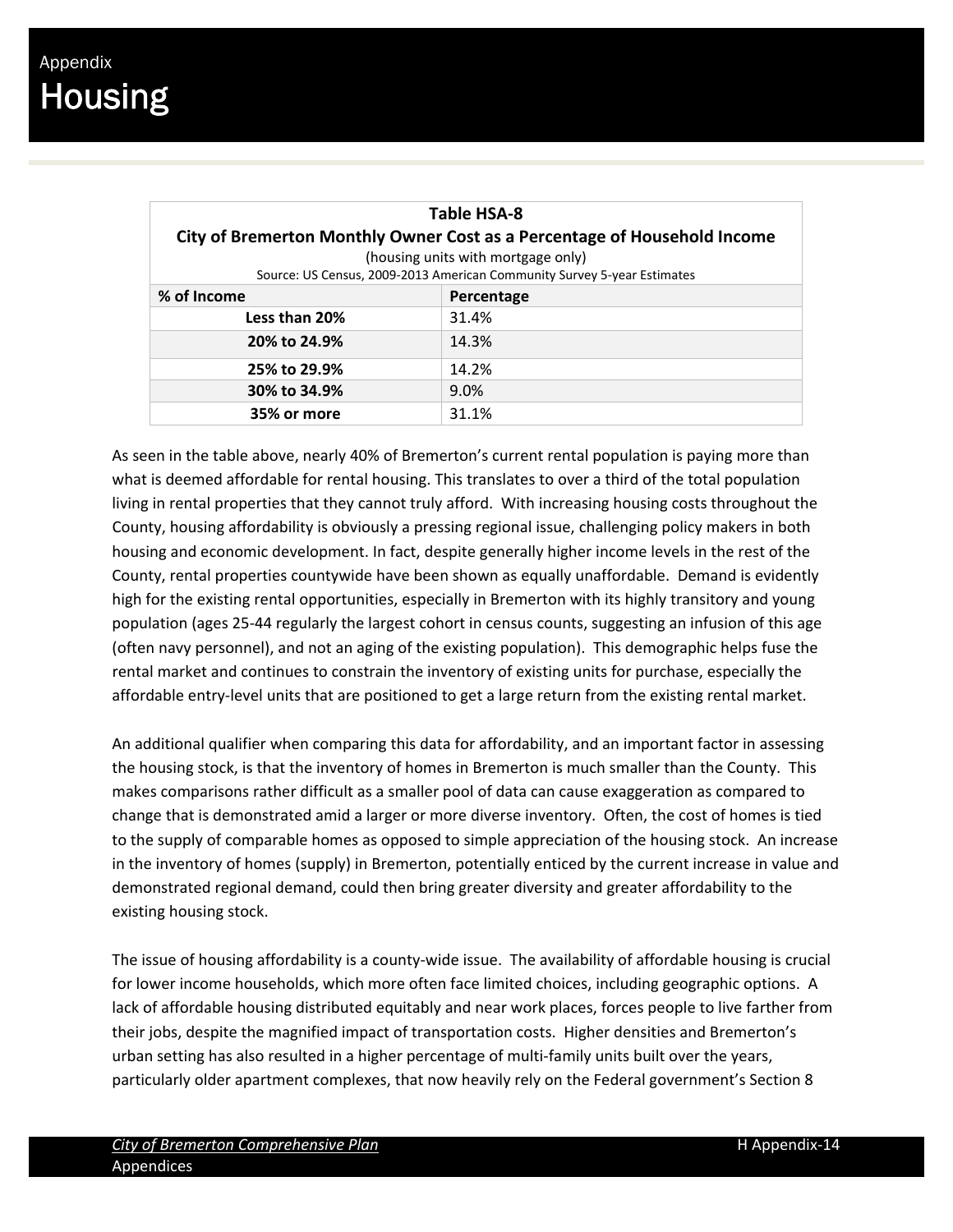# Appendix

# Housing

| Table HSA-8<br>City of Bremerton Monthly Owner Cost as a Percentage of Household Income<br>(housing units with mortgage only)<br>Source: US Census, 2009-2013 American Community Survey 5-year Estimates | |
|---|---|
| **% of Income** | **Percentage** |
| **Less than 20%** | 31.4% |
| **20% to 24.9%** | 14.3% |
| **25% to 29.9%** | 14.2% |
| **30% to 34.9%** | 9.0% |
| **35% or more** | 31.1% |

As seen in the table above, nearly 40% of Bremerton's current rental population is paying more than what is deemed affordable for rental housing. This translates to over a third of the total population living in rental properties that they cannot truly afford. With increasing housing costs throughout the County, housing affordability is obviously a pressing regional issue, challenging policy makers in both housing and economic development. In fact, despite generally higher income levels in the rest of the County, rental properties countywide have been shown as equally unaffordable. Demand is evidently high for the existing rental opportunities, especially in Bremerton with its highly transitory and young population (ages 25-44 regularly the largest cohort in census counts, suggesting an infusion of this age (often navy personnel), and not an aging of the existing population). This demographic helps fuse the rental market and continues to constrain the inventory of existing units for purchase, especially the affordable entry-level units that are positioned to get a large return from the existing rental market.

An additional qualifier when comparing this data for affordability, and an important factor in assessing the housing stock, is that the inventory of homes in Bremerton is much smaller than the County. This makes comparisons rather difficult as a smaller pool of data can cause exaggeration as compared to change that is demonstrated amid a larger or more diverse inventory. Often, the cost of homes is tied to the supply of comparable homes as opposed to simple appreciation of the housing stock. An increase in the inventory of homes (supply) in Bremerton, potentially enticed by the current increase in value and demonstrated regional demand, could then bring greater diversity and greater affordability to the existing housing stock.

The issue of housing affordability is a county-wide issue. The availability of affordable housing is crucial for lower income households, which more often face limited choices, including geographic options. A lack of affordable housing distributed equitably and near work places, forces people to live farther from their jobs, despite the magnified impact of transportation costs. Higher densities and Bremerton's urban setting has also resulted in a higher percentage of multi-family units built over the years, particularly older apartment complexes, that now heavily rely on the Federal government's Section 8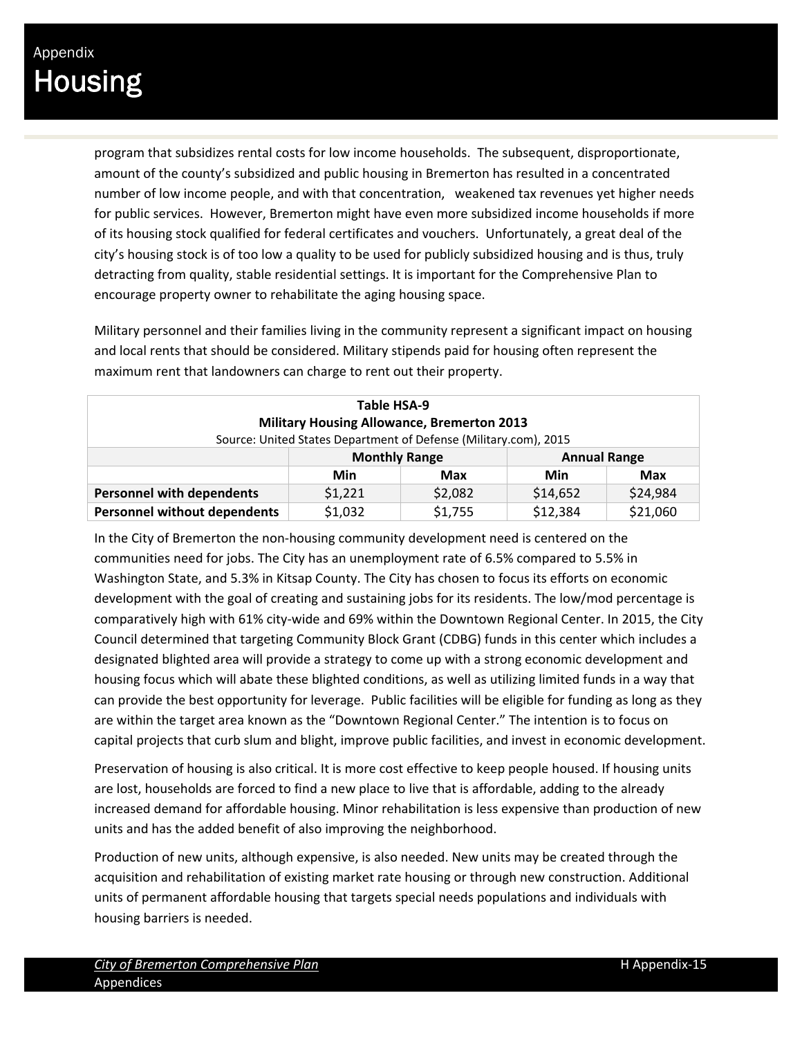program that subsidizes rental costs for low income households. The subsequent, disproportionate, amount of the county's subsidized and public housing in Bremerton has resulted in a concentrated number of low income people, and with that concentration, weakened tax revenues yet higher needs for public services. However, Bremerton might have even more subsidized income households if more of its housing stock qualified for federal certificates and vouchers. Unfortunately, a great deal of the city's housing stock is of too low a quality to be used for publicly subsidized housing and is thus, truly detracting from quality, stable residential settings. It is important for the Comprehensive Plan to encourage property owner to rehabilitate the aging housing space.

Military personnel and their families living in the community represent a significant impact on housing and local rents that should be considered. Military stipends paid for housing often represent the maximum rent that landowners can charge to rent out their property.

**Table HSA-9**
**Military Housing Allowance, Bremerton 2013**
Source: United States Department of Defense (Military.com), 2015

| | Monthly Range | | Annual Range | |
|---|---|---|---|---|
| | **Min** | **Max** | **Min** | **Max** |
| **Personnel with dependents** | $1,221 | $2,082 | $14,652 | $24,984 |
| **Personnel without dependents** | $1,032 | $1,755 | $12,384 | $21,060 |

In the City of Bremerton the non-housing community development need is centered on the communities need for jobs. The City has an unemployment rate of 6.5% compared to 5.5% in Washington State, and 5.3% in Kitsap County. The City has chosen to focus its efforts on economic development with the goal of creating and sustaining jobs for its residents. The low/mod percentage is comparatively high with 61% city-wide and 69% within the Downtown Regional Center. In 2015, the City Council determined that targeting Community Block Grant (CDBG) funds in this center which includes a designated blighted area will provide a strategy to come up with a strong economic development and housing focus which will abate these blighted conditions, as well as utilizing limited funds in a way that can provide the best opportunity for leverage. Public facilities will be eligible for funding as long as they are within the target area known as the "Downtown Regional Center." The intention is to focus on capital projects that curb slum and blight, improve public facilities, and invest in economic development.

Preservation of housing is also critical. It is more cost effective to keep people housed. If housing units are lost, households are forced to find a new place to live that is affordable, adding to the already increased demand for affordable housing. Minor rehabilitation is less expensive than production of new units and has the added benefit of also improving the neighborhood.

Production of new units, although expensive, is also needed. New units may be created through the acquisition and rehabilitation of existing market rate housing or through new construction. Additional units of permanent affordable housing that targets special needs populations and individuals with housing barriers is needed.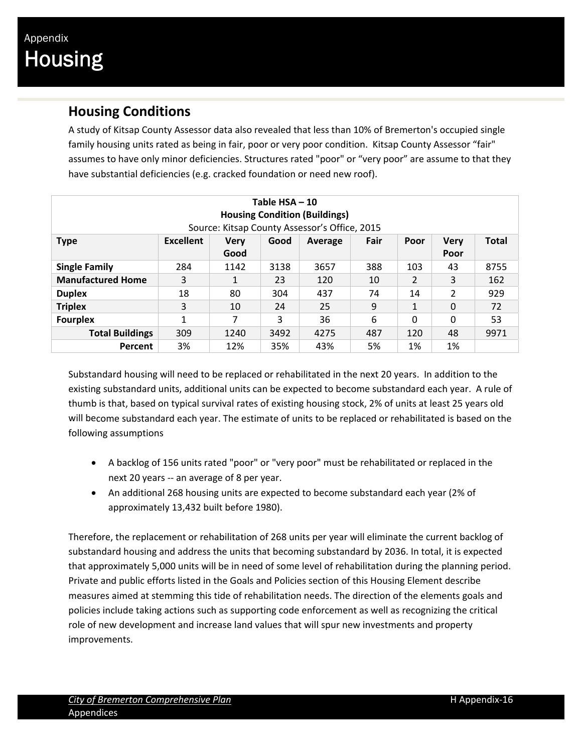## Housing Conditions

A study of Kitsap County Assessor data also revealed that less than 10% of Bremerton's occupied single family housing units rated as being in fair, poor or very poor condition. Kitsap County Assessor "fair" assumes to have only minor deficiencies. Structures rated "poor" or "very poor" are assume to that they have substantial deficiencies (e.g. cracked foundation or need new roof).

**Table HSA – 10**
**Housing Condition (Buildings)**
Source: Kitsap County Assessor's Office, 2015

| Type | Excellent | Very Good | Good | Average | Fair | Poor | Very Poor | Total |
|---|---|---|---|---|---|---|---|---|
| **Single Family** | 284 | 1142 | 3138 | 3657 | 388 | 103 | 43 | 8755 |
| **Manufactured Home** | 3 | 1 | 23 | 120 | 10 | 2 | 3 | 162 |
| **Duplex** | 18 | 80 | 304 | 437 | 74 | 14 | 2 | 929 |
| **Triplex** | 3 | 10 | 24 | 25 | 9 | 1 | 0 | 72 |
| **Fourplex** | 1 | 7 | 3 | 36 | 6 | 0 | 0 | 53 |
| **Total Buildings** | 309 | 1240 | 3492 | 4275 | 487 | 120 | 48 | 9971 |
| **Percent** | 3% | 12% | 35% | 43% | 5% | 1% | 1% | |

Substandard housing will need to be replaced or rehabilitated in the next 20 years. In addition to the existing substandard units, additional units can be expected to become substandard each year. A rule of thumb is that, based on typical survival rates of existing housing stock, 2% of units at least 25 years old will become substandard each year. The estimate of units to be replaced or rehabilitated is based on the following assumptions

- A backlog of 156 units rated "poor" or "very poor" must be rehabilitated or replaced in the next 20 years -- an average of 8 per year.
- An additional 268 housing units are expected to become substandard each year (2% of approximately 13,432 built before 1980).

Therefore, the replacement or rehabilitation of 268 units per year will eliminate the current backlog of substandard housing and address the units that becoming substandard by 2036. In total, it is expected that approximately 5,000 units will be in need of some level of rehabilitation during the planning period. Private and public efforts listed in the Goals and Policies section of this Housing Element describe measures aimed at stemming this tide of rehabilitation needs. The direction of the elements goals and policies include taking actions such as supporting code enforcement as well as recognizing the critical role of new development and increase land values that will spur new investments and property improvements.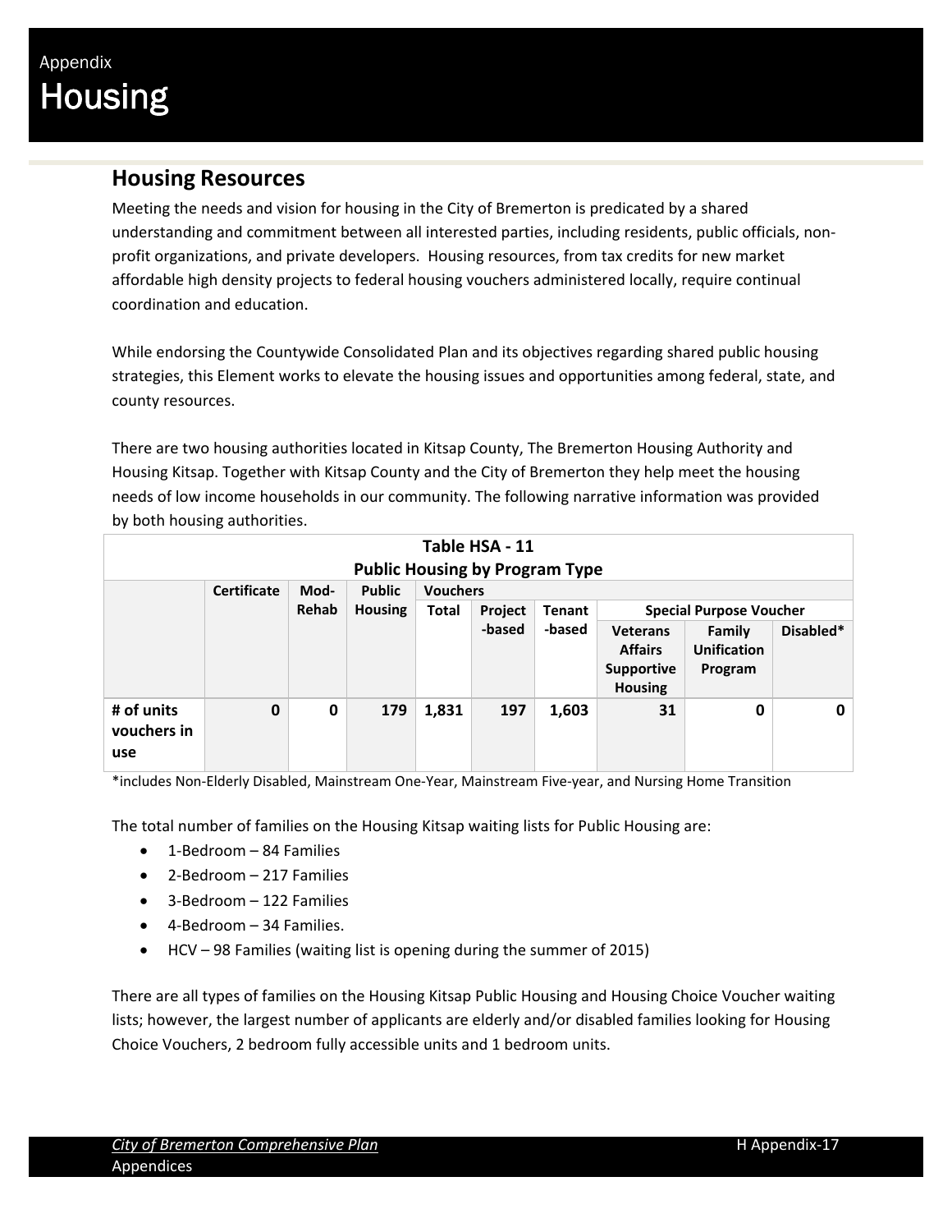# Appendix Housing

## Housing Resources

Meeting the needs and vision for housing in the City of Bremerton is predicated by a shared understanding and commitment between all interested parties, including residents, public officials, non-profit organizations, and private developers. Housing resources, from tax credits for new market affordable high density projects to federal housing vouchers administered locally, require continual coordination and education.

While endorsing the Countywide Consolidated Plan and its objectives regarding shared public housing strategies, this Element works to elevate the housing issues and opportunities among federal, state, and county resources.

There are two housing authorities located in Kitsap County, The Bremerton Housing Authority and Housing Kitsap. Together with Kitsap County and the City of Bremerton they help meet the housing needs of low income households in our community. The following narrative information was provided by both housing authorities.

**Table HSA - 11**
**Public Housing by Program Type**

| | Certificate | Mod-Rehab | Public Housing | Vouchers | | | | | |
|---|---|---|---|---|---|---|---|---|---|
| | | | | Total | Project-based | Tenant-based | Special Purpose Voucher | | |
| | | | | | | | Veterans Affairs Supportive Housing | Family Unification Program | Disabled* |
| **# of units vouchers in use** | **0** | **0** | **179** | **1,831** | **197** | **1,603** | **31** | **0** | **0** |

*includes Non-Elderly Disabled, Mainstream One-Year, Mainstream Five-year, and Nursing Home Transition

The total number of families on the Housing Kitsap waiting lists for Public Housing are:

- 1-Bedroom – 84 Families
- 2-Bedroom – 217 Families
- 3-Bedroom – 122 Families
- 4-Bedroom – 34 Families.
- HCV – 98 Families (waiting list is opening during the summer of 2015)

There are all types of families on the Housing Kitsap Public Housing and Housing Choice Voucher waiting lists; however, the largest number of applicants are elderly and/or disabled families looking for Housing Choice Vouchers, 2 bedroom fully accessible units and 1 bedroom units.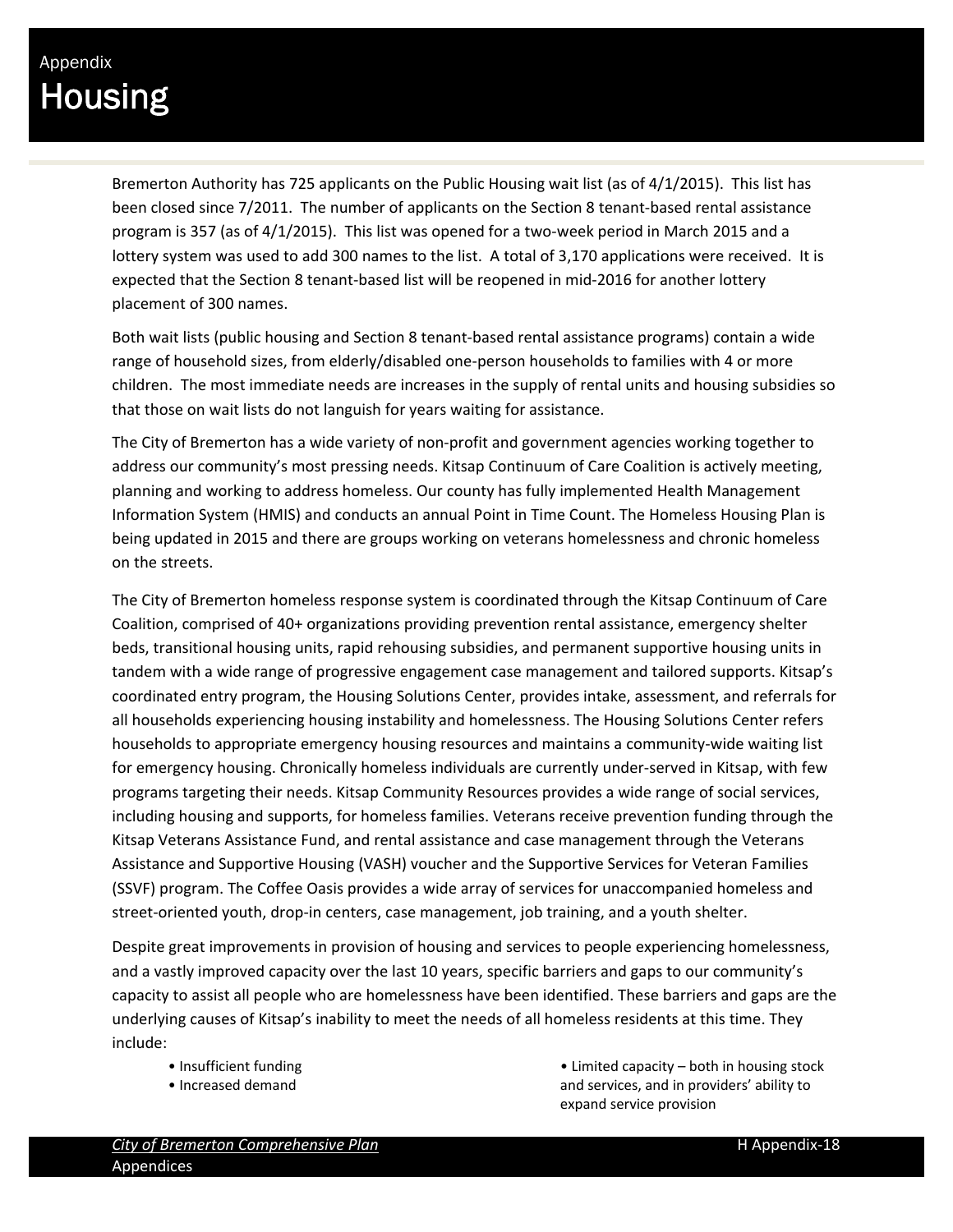# Appendix
# Housing

Bremerton Authority has 725 applicants on the Public Housing wait list (as of 4/1/2015). This list has been closed since 7/2011. The number of applicants on the Section 8 tenant-based rental assistance program is 357 (as of 4/1/2015). This list was opened for a two-week period in March 2015 and a lottery system was used to add 300 names to the list. A total of 3,170 applications were received. It is expected that the Section 8 tenant-based list will be reopened in mid-2016 for another lottery placement of 300 names.

Both wait lists (public housing and Section 8 tenant-based rental assistance programs) contain a wide range of household sizes, from elderly/disabled one-person households to families with 4 or more children. The most immediate needs are increases in the supply of rental units and housing subsidies so that those on wait lists do not languish for years waiting for assistance.

The City of Bremerton has a wide variety of non-profit and government agencies working together to address our community's most pressing needs. Kitsap Continuum of Care Coalition is actively meeting, planning and working to address homeless. Our county has fully implemented Health Management Information System (HMIS) and conducts an annual Point in Time Count. The Homeless Housing Plan is being updated in 2015 and there are groups working on veterans homelessness and chronic homeless on the streets.

The City of Bremerton homeless response system is coordinated through the Kitsap Continuum of Care Coalition, comprised of 40+ organizations providing prevention rental assistance, emergency shelter beds, transitional housing units, rapid rehousing subsidies, and permanent supportive housing units in tandem with a wide range of progressive engagement case management and tailored supports. Kitsap's coordinated entry program, the Housing Solutions Center, provides intake, assessment, and referrals for all households experiencing housing instability and homelessness. The Housing Solutions Center refers households to appropriate emergency housing resources and maintains a community-wide waiting list for emergency housing. Chronically homeless individuals are currently under-served in Kitsap, with few programs targeting their needs. Kitsap Community Resources provides a wide range of social services, including housing and supports, for homeless families. Veterans receive prevention funding through the Kitsap Veterans Assistance Fund, and rental assistance and case management through the Veterans Assistance and Supportive Housing (VASH) voucher and the Supportive Services for Veteran Families (SSVF) program. The Coffee Oasis provides a wide array of services for unaccompanied homeless and street-oriented youth, drop-in centers, case management, job training, and a youth shelter.

Despite great improvements in provision of housing and services to people experiencing homelessness, and a vastly improved capacity over the last 10 years, specific barriers and gaps to our community's capacity to assist all people who are homelessness have been identified. These barriers and gaps are the underlying causes of Kitsap's inability to meet the needs of all homeless residents at this time. They include:

- Insufficient funding
- Increased demand
- Limited capacity – both in housing stock and services, and in providers' ability to expand service provision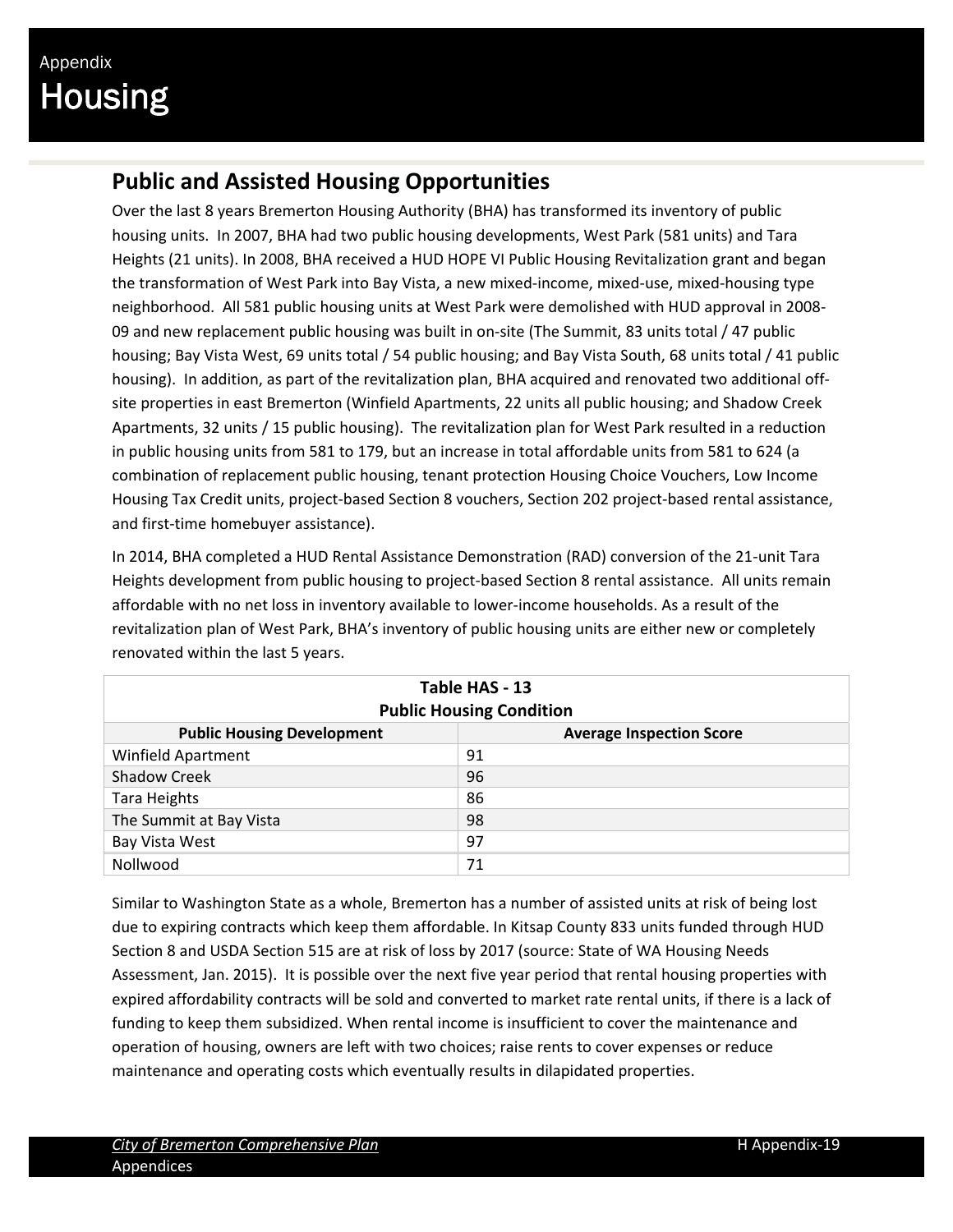## Public and Assisted Housing Opportunities

Over the last 8 years Bremerton Housing Authority (BHA) has transformed its inventory of public housing units. In 2007, BHA had two public housing developments, West Park (581 units) and Tara Heights (21 units). In 2008, BHA received a HUD HOPE VI Public Housing Revitalization grant and began the transformation of West Park into Bay Vista, a new mixed-income, mixed-use, mixed-housing type neighborhood. All 581 public housing units at West Park were demolished with HUD approval in 2008-09 and new replacement public housing was built in on-site (The Summit, 83 units total / 47 public housing; Bay Vista West, 69 units total / 54 public housing; and Bay Vista South, 68 units total / 41 public housing). In addition, as part of the revitalization plan, BHA acquired and renovated two additional off-site properties in east Bremerton (Winfield Apartments, 22 units all public housing; and Shadow Creek Apartments, 32 units / 15 public housing). The revitalization plan for West Park resulted in a reduction in public housing units from 581 to 179, but an increase in total affordable units from 581 to 624 (a combination of replacement public housing, tenant protection Housing Choice Vouchers, Low Income Housing Tax Credit units, project-based Section 8 vouchers, Section 202 project-based rental assistance, and first-time homebuyer assistance).

In 2014, BHA completed a HUD Rental Assistance Demonstration (RAD) conversion of the 21-unit Tara Heights development from public housing to project-based Section 8 rental assistance. All units remain affordable with no net loss in inventory available to lower-income households. As a result of the revitalization plan of West Park, BHA's inventory of public housing units are either new or completely renovated within the last 5 years.

**Table HAS - 13**
**Public Housing Condition**

| Public Housing Development | Average Inspection Score |
|---|---|
| Winfield Apartment | 91 |
| Shadow Creek | 96 |
| Tara Heights | 86 |
| The Summit at Bay Vista | 98 |
| Bay Vista West | 97 |
| Nollwood | 71 |

Similar to Washington State as a whole, Bremerton has a number of assisted units at risk of being lost due to expiring contracts which keep them affordable. In Kitsap County 833 units funded through HUD Section 8 and USDA Section 515 are at risk of loss by 2017 (source: State of WA Housing Needs Assessment, Jan. 2015). It is possible over the next five year period that rental housing properties with expired affordability contracts will be sold and converted to market rate rental units, if there is a lack of funding to keep them subsidized. When rental income is insufficient to cover the maintenance and operation of housing, owners are left with two choices; raise rents to cover expenses or reduce maintenance and operating costs which eventually results in dilapidated properties.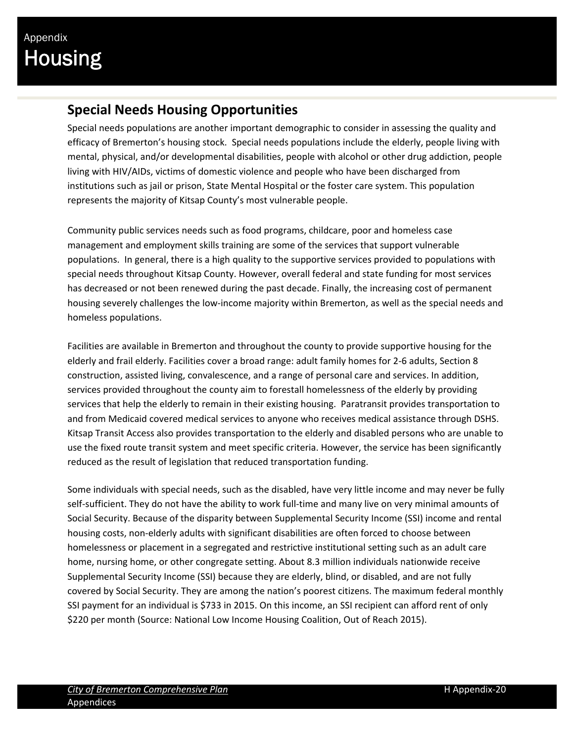## Special Needs Housing Opportunities

Special needs populations are another important demographic to consider in assessing the quality and efficacy of Bremerton's housing stock. Special needs populations include the elderly, people living with mental, physical, and/or developmental disabilities, people with alcohol or other drug addiction, people living with HIV/AIDs, victims of domestic violence and people who have been discharged from institutions such as jail or prison, State Mental Hospital or the foster care system. This population represents the majority of Kitsap County's most vulnerable people.

Community public services needs such as food programs, childcare, poor and homeless case management and employment skills training are some of the services that support vulnerable populations. In general, there is a high quality to the supportive services provided to populations with special needs throughout Kitsap County. However, overall federal and state funding for most services has decreased or not been renewed during the past decade. Finally, the increasing cost of permanent housing severely challenges the low-income majority within Bremerton, as well as the special needs and homeless populations.

Facilities are available in Bremerton and throughout the county to provide supportive housing for the elderly and frail elderly. Facilities cover a broad range: adult family homes for 2-6 adults, Section 8 construction, assisted living, convalescence, and a range of personal care and services. In addition, services provided throughout the county aim to forestall homelessness of the elderly by providing services that help the elderly to remain in their existing housing. Paratransit provides transportation to and from Medicaid covered medical services to anyone who receives medical assistance through DSHS. Kitsap Transit Access also provides transportation to the elderly and disabled persons who are unable to use the fixed route transit system and meet specific criteria. However, the service has been significantly reduced as the result of legislation that reduced transportation funding.

Some individuals with special needs, such as the disabled, have very little income and may never be fully self-sufficient. They do not have the ability to work full-time and many live on very minimal amounts of Social Security. Because of the disparity between Supplemental Security Income (SSI) income and rental housing costs, non-elderly adults with significant disabilities are often forced to choose between homelessness or placement in a segregated and restrictive institutional setting such as an adult care home, nursing home, or other congregate setting. About 8.3 million individuals nationwide receive Supplemental Security Income (SSI) because they are elderly, blind, or disabled, and are not fully covered by Social Security. They are among the nation's poorest citizens. The maximum federal monthly SSI payment for an individual is $733 in 2015. On this income, an SSI recipient can afford rent of only $220 per month (Source: National Low Income Housing Coalition, Out of Reach 2015).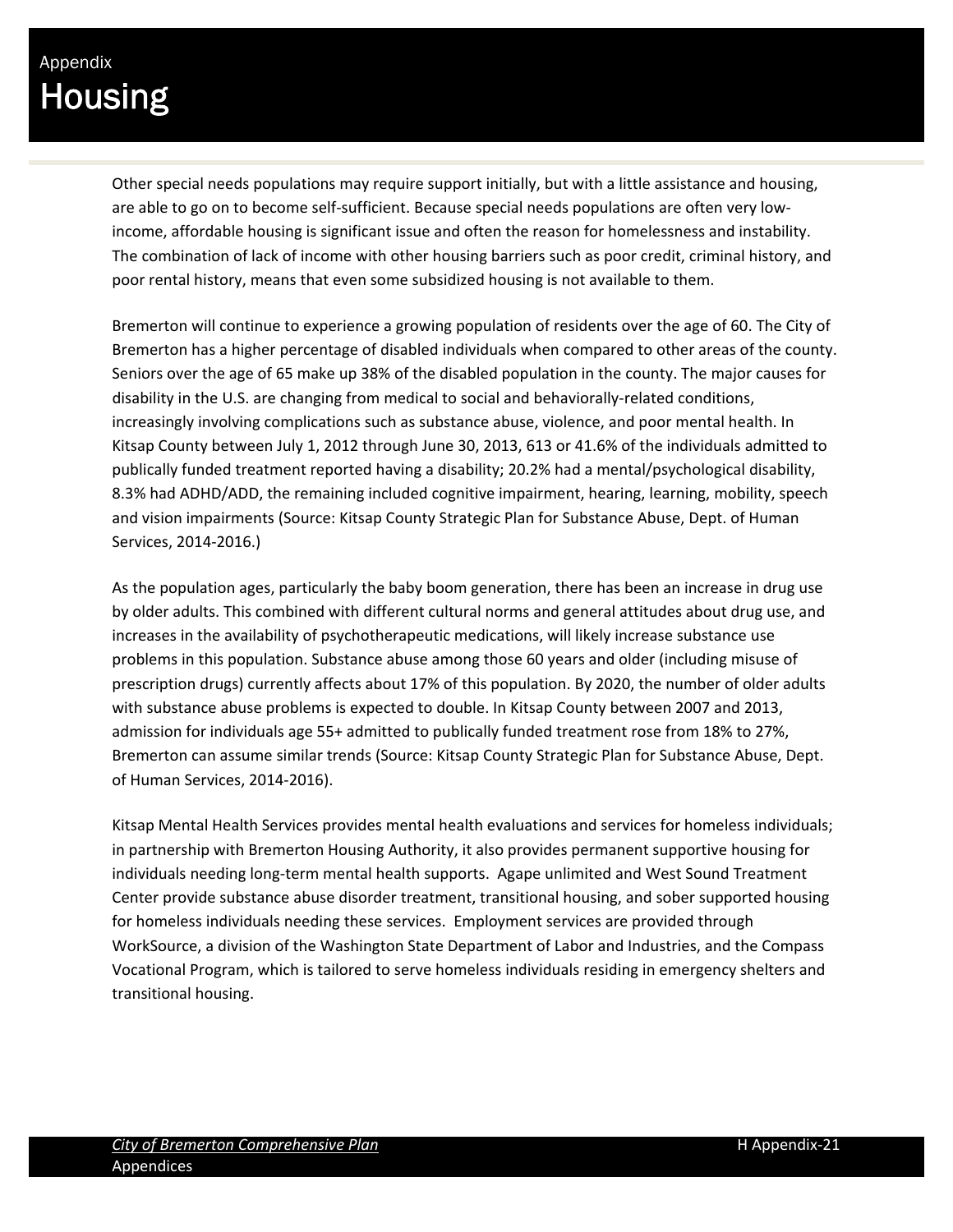Other special needs populations may require support initially, but with a little assistance and housing, are able to go on to become self-sufficient. Because special needs populations are often very low-income, affordable housing is significant issue and often the reason for homelessness and instability. The combination of lack of income with other housing barriers such as poor credit, criminal history, and poor rental history, means that even some subsidized housing is not available to them.

Bremerton will continue to experience a growing population of residents over the age of 60. The City of Bremerton has a higher percentage of disabled individuals when compared to other areas of the county. Seniors over the age of 65 make up 38% of the disabled population in the county. The major causes for disability in the U.S. are changing from medical to social and behaviorally-related conditions, increasingly involving complications such as substance abuse, violence, and poor mental health. In Kitsap County between July 1, 2012 through June 30, 2013, 613 or 41.6% of the individuals admitted to publically funded treatment reported having a disability; 20.2% had a mental/psychological disability, 8.3% had ADHD/ADD, the remaining included cognitive impairment, hearing, learning, mobility, speech and vision impairments (Source: Kitsap County Strategic Plan for Substance Abuse, Dept. of Human Services, 2014-2016.)

As the population ages, particularly the baby boom generation, there has been an increase in drug use by older adults. This combined with different cultural norms and general attitudes about drug use, and increases in the availability of psychotherapeutic medications, will likely increase substance use problems in this population. Substance abuse among those 60 years and older (including misuse of prescription drugs) currently affects about 17% of this population. By 2020, the number of older adults with substance abuse problems is expected to double. In Kitsap County between 2007 and 2013, admission for individuals age 55+ admitted to publically funded treatment rose from 18% to 27%, Bremerton can assume similar trends (Source: Kitsap County Strategic Plan for Substance Abuse, Dept. of Human Services, 2014-2016).

Kitsap Mental Health Services provides mental health evaluations and services for homeless individuals; in partnership with Bremerton Housing Authority, it also provides permanent supportive housing for individuals needing long-term mental health supports. Agape unlimited and West Sound Treatment Center provide substance abuse disorder treatment, transitional housing, and sober supported housing for homeless individuals needing these services. Employment services are provided through WorkSource, a division of the Washington State Department of Labor and Industries, and the Compass Vocational Program, which is tailored to serve homeless individuals residing in emergency shelters and transitional housing.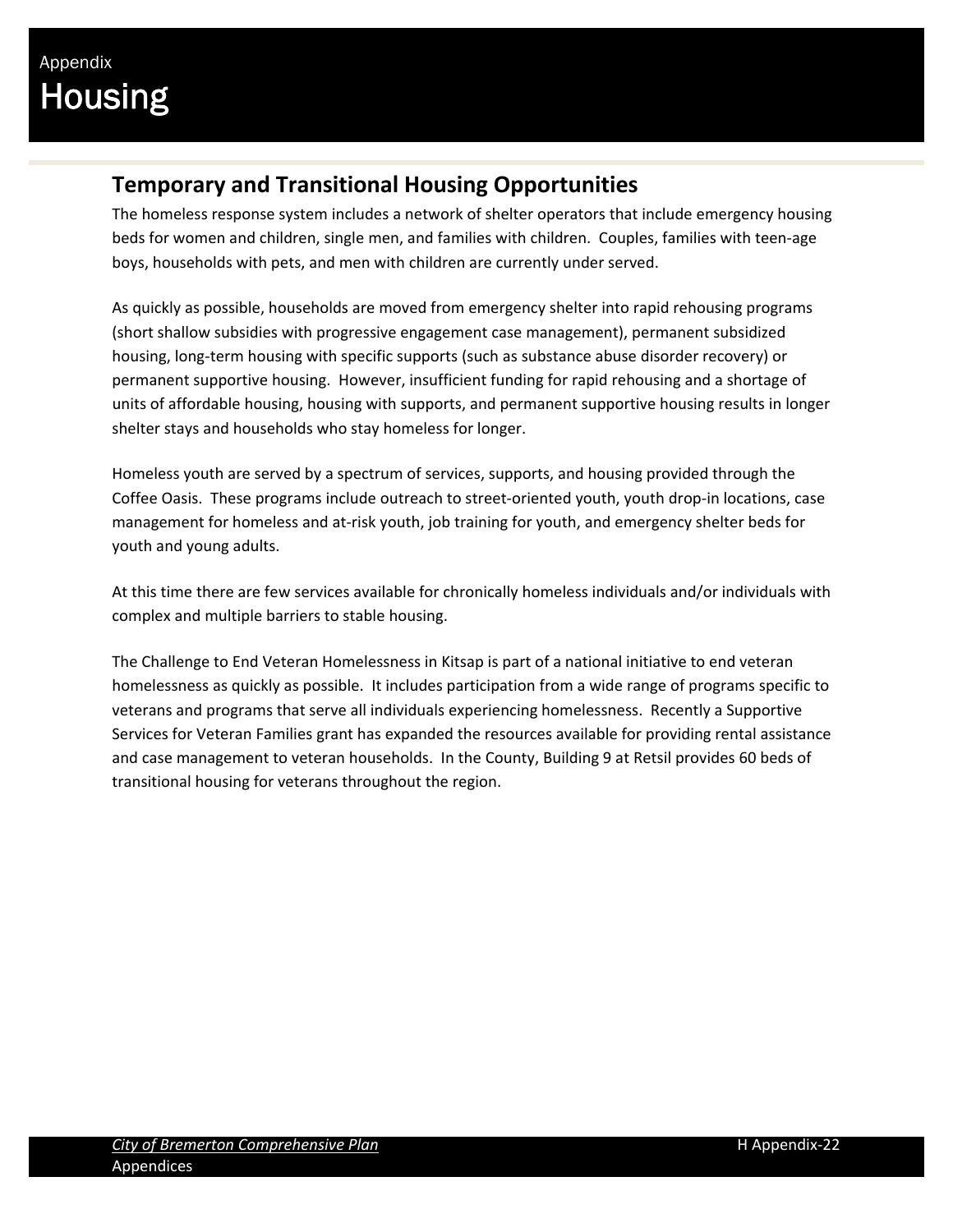## Temporary and Transitional Housing Opportunities

The homeless response system includes a network of shelter operators that include emergency housing beds for women and children, single men, and families with children. Couples, families with teen-age boys, households with pets, and men with children are currently under served.

As quickly as possible, households are moved from emergency shelter into rapid rehousing programs (short shallow subsidies with progressive engagement case management), permanent subsidized housing, long-term housing with specific supports (such as substance abuse disorder recovery) or permanent supportive housing. However, insufficient funding for rapid rehousing and a shortage of units of affordable housing, housing with supports, and permanent supportive housing results in longer shelter stays and households who stay homeless for longer.

Homeless youth are served by a spectrum of services, supports, and housing provided through the Coffee Oasis. These programs include outreach to street-oriented youth, youth drop-in locations, case management for homeless and at-risk youth, job training for youth, and emergency shelter beds for youth and young adults.

At this time there are few services available for chronically homeless individuals and/or individuals with complex and multiple barriers to stable housing.

The Challenge to End Veteran Homelessness in Kitsap is part of a national initiative to end veteran homelessness as quickly as possible. It includes participation from a wide range of programs specific to veterans and programs that serve all individuals experiencing homelessness. Recently a Supportive Services for Veteran Families grant has expanded the resources available for providing rental assistance and case management to veteran households. In the County, Building 9 at Retsil provides 60 beds of transitional housing for veterans throughout the region.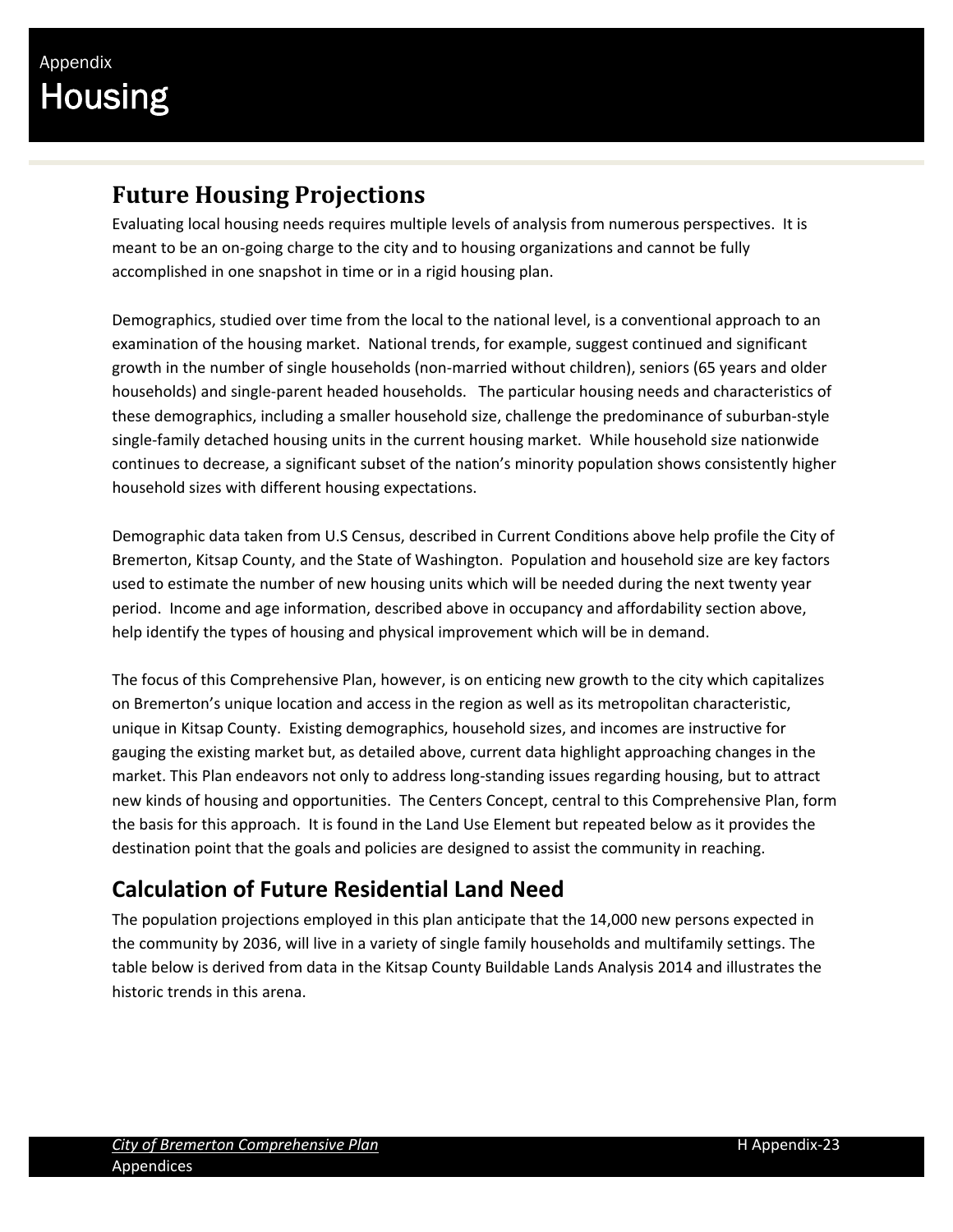## Future Housing Projections

Evaluating local housing needs requires multiple levels of analysis from numerous perspectives. It is meant to be an on-going charge to the city and to housing organizations and cannot be fully accomplished in one snapshot in time or in a rigid housing plan.

Demographics, studied over time from the local to the national level, is a conventional approach to an examination of the housing market. National trends, for example, suggest continued and significant growth in the number of single households (non-married without children), seniors (65 years and older households) and single-parent headed households. The particular housing needs and characteristics of these demographics, including a smaller household size, challenge the predominance of suburban-style single-family detached housing units in the current housing market. While household size nationwide continues to decrease, a significant subset of the nation's minority population shows consistently higher household sizes with different housing expectations.

Demographic data taken from U.S Census, described in Current Conditions above help profile the City of Bremerton, Kitsap County, and the State of Washington. Population and household size are key factors used to estimate the number of new housing units which will be needed during the next twenty year period. Income and age information, described above in occupancy and affordability section above, help identify the types of housing and physical improvement which will be in demand.

The focus of this Comprehensive Plan, however, is on enticing new growth to the city which capitalizes on Bremerton's unique location and access in the region as well as its metropolitan characteristic, unique in Kitsap County. Existing demographics, household sizes, and incomes are instructive for gauging the existing market but, as detailed above, current data highlight approaching changes in the market. This Plan endeavors not only to address long-standing issues regarding housing, but to attract new kinds of housing and opportunities. The Centers Concept, central to this Comprehensive Plan, form the basis for this approach. It is found in the Land Use Element but repeated below as it provides the destination point that the goals and policies are designed to assist the community in reaching.

## Calculation of Future Residential Land Need

The population projections employed in this plan anticipate that the 14,000 new persons expected in the community by 2036, will live in a variety of single family households and multifamily settings. The table below is derived from data in the Kitsap County Buildable Lands Analysis 2014 and illustrates the historic trends in this arena.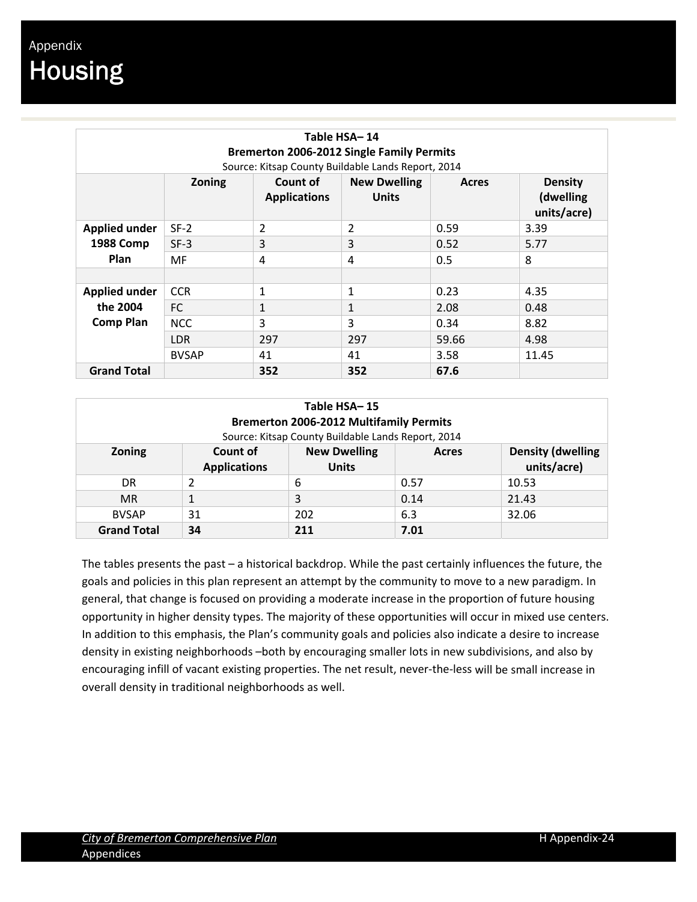# Appendix
# Housing

**Table HSA– 14**
**Bremerton 2006-2012 Single Family Permits**
Source: Kitsap County Buildable Lands Report, 2014

| | Zoning | Count of Applications | New Dwelling Units | Acres | Density (dwelling units/acre) |
|---|---|---|---|---|---|
| **Applied under 1988 Comp Plan** | SF-2 | 2 | 2 | 0.59 | 3.39 |
| | SF-3 | 3 | 3 | 0.52 | 5.77 |
| | MF | 4 | 4 | 0.5 | 8 |
| | | | | | |
| **Applied under the 2004 Comp Plan** | CCR | 1 | 1 | 0.23 | 4.35 |
| | FC | 1 | 1 | 2.08 | 0.48 |
| | NCC | 3 | 3 | 0.34 | 8.82 |
| | LDR | 297 | 297 | 59.66 | 4.98 |
| | BVSAP | 41 | 41 | 3.58 | 11.45 |
| **Grand Total** | | **352** | **352** | **67.6** | |

**Table HSA– 15**
**Bremerton 2006-2012 Multifamily Permits**
Source: Kitsap County Buildable Lands Report, 2014

| Zoning | Count of Applications | New Dwelling Units | Acres | Density (dwelling units/acre) |
|---|---|---|---|---|
| DR | 2 | 6 | 0.57 | 10.53 |
| MR | 1 | 3 | 0.14 | 21.43 |
| BVSAP | 31 | 202 | 6.3 | 32.06 |
| **Grand Total** | **34** | **211** | **7.01** | |

The tables presents the past – a historical backdrop. While the past certainly influences the future, the goals and policies in this plan represent an attempt by the community to move to a new paradigm. In general, that change is focused on providing a moderate increase in the proportion of future housing opportunity in higher density types. The majority of these opportunities will occur in mixed use centers. In addition to this emphasis, the Plan's community goals and policies also indicate a desire to increase density in existing neighborhoods –both by encouraging smaller lots in new subdivisions, and also by encouraging infill of vacant existing properties. The net result, never-the-less will be small increase in overall density in traditional neighborhoods as well.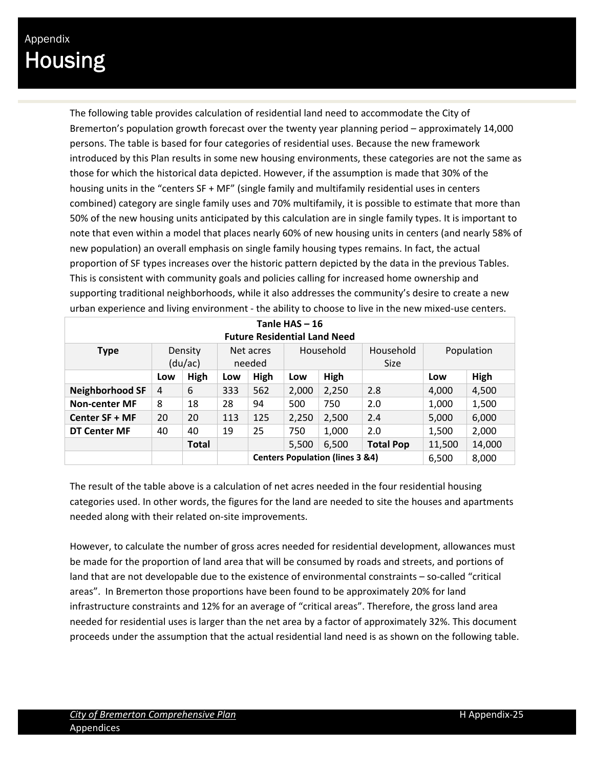# Appendix
# Housing

The following table provides calculation of residential land need to accommodate the City of Bremerton's population growth forecast over the twenty year planning period – approximately 14,000 persons. The table is based for four categories of residential uses. Because the new framework introduced by this Plan results in some new housing environments, these categories are not the same as those for which the historical data depicted. However, if the assumption is made that 30% of the housing units in the "centers SF + MF" (single family and multifamily residential uses in centers combined) category are single family uses and 70% multifamily, it is possible to estimate that more than 50% of the new housing units anticipated by this calculation are in single family types. It is important to note that even within a model that places nearly 60% of new housing units in centers (and nearly 58% of new population) an overall emphasis on single family housing types remains. In fact, the actual proportion of SF types increases over the historic pattern depicted by the data in the previous Tables. This is consistent with community goals and policies calling for increased home ownership and supporting traditional neighborhoods, while it also addresses the community's desire to create a new urban experience and living environment - the ability to choose to live in the new mixed-use centers.

**Tanle HAS – 16**
**Future Residential Land Need**

| Type | Density (du/ac) | | Net acres needed | | Household | | Household Size | Population | |
|---|---|---|---|---|---|---|---|---|---|
| | Low | High | Low | High | Low | High | | Low | High |
| **Neighborhood SF** | 4 | 6 | 333 | 562 | 2,000 | 2,250 | 2.8 | 4,000 | 4,500 |
| **Non-center MF** | 8 | 18 | 28 | 94 | 500 | 750 | 2.0 | 1,000 | 1,500 |
| **Center SF + MF** | 20 | 20 | 113 | 125 | 2,250 | 2,500 | 2.4 | 5,000 | 6,000 |
| **DT Center MF** | 40 | 40 | 19 | 25 | 750 | 1,000 | 2.0 | 1,500 | 2,000 |
| | | **Total** | | | 5,500 | 6,500 | **Total Pop** | 11,500 | 14,000 |
| | | | | **Centers Population (lines 3 &4)** | | | | 6,500 | 8,000 |

The result of the table above is a calculation of net acres needed in the four residential housing categories used. In other words, the figures for the land are needed to site the houses and apartments needed along with their related on-site improvements.

However, to calculate the number of gross acres needed for residential development, allowances must be made for the proportion of land area that will be consumed by roads and streets, and portions of land that are not developable due to the existence of environmental constraints – so-called "critical areas". In Bremerton those proportions have been found to be approximately 20% for land infrastructure constraints and 12% for an average of "critical areas". Therefore, the gross land area needed for residential uses is larger than the net area by a factor of approximately 32%. This document proceeds under the assumption that the actual residential land need is as shown on the following table.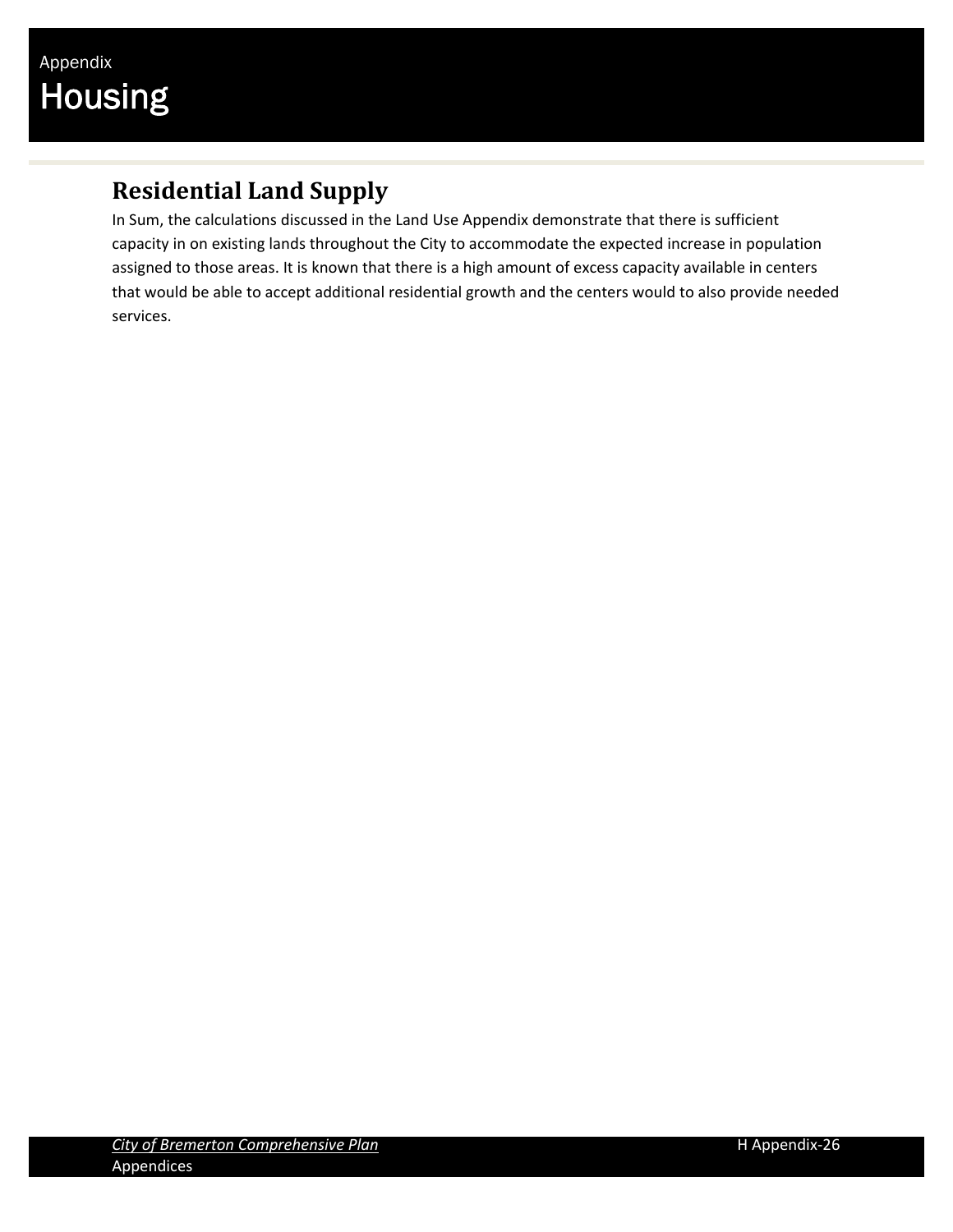## Residential Land Supply

In Sum, the calculations discussed in the Land Use Appendix demonstrate that there is sufficient capacity in on existing lands throughout the City to accommodate the expected increase in population assigned to those areas. It is known that there is a high amount of excess capacity available in centers that would be able to accept additional residential growth and the centers would to also provide needed services.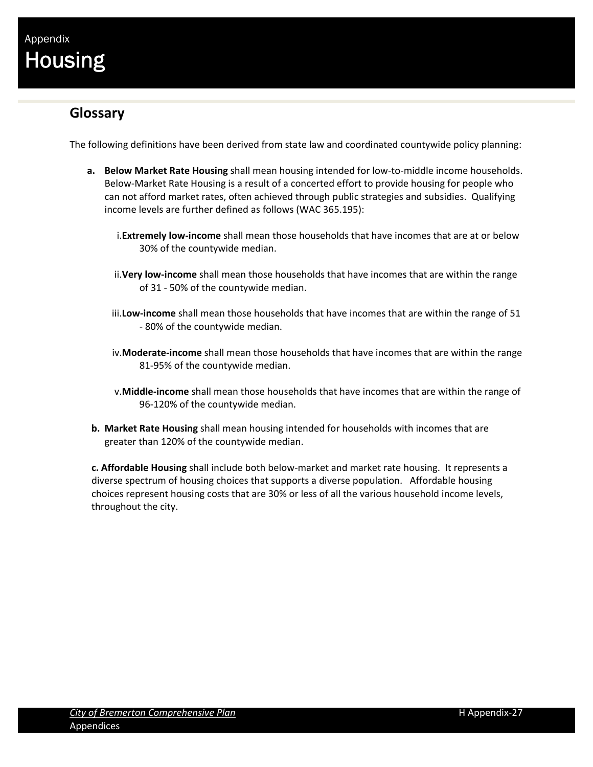Appendix

# Housing

## Glossary

The following definitions have been derived from state law and coordinated countywide policy planning:

a. **Below Market Rate Housing** shall mean housing intended for low-to-middle income households. Below-Market Rate Housing is a result of a concerted effort to provide housing for people who can not afford market rates, often achieved through public strategies and subsidies. Qualifying income levels are further defined as follows (WAC 365.195):

   i. **Extremely low-income** shall mean those households that have incomes that are at or below 30% of the countywide median.

   ii. **Very low-income** shall mean those households that have incomes that are within the range of 31 - 50% of the countywide median.

   iii. **Low-income** shall mean those households that have incomes that are within the range of 51 - 80% of the countywide median.

   iv. **Moderate-income** shall mean those households that have incomes that are within the range 81-95% of the countywide median.

   v. **Middle-income** shall mean those households that have incomes that are within the range of 96-120% of the countywide median.

b. **Market Rate Housing** shall mean housing intended for households with incomes that are greater than 120% of the countywide median.

**c. Affordable Housing** shall include both below-market and market rate housing. It represents a diverse spectrum of housing choices that supports a diverse population. Affordable housing choices represent housing costs that are 30% or less of all the various household income levels, throughout the city.